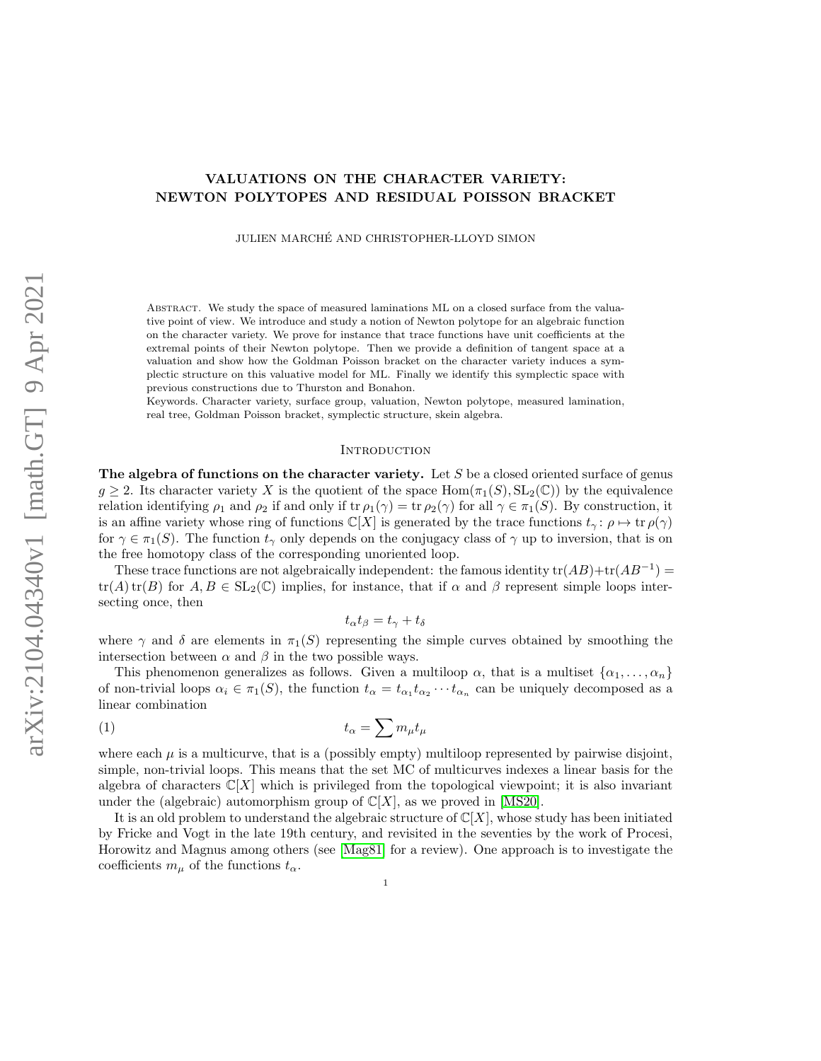# VALUATIONS ON THE CHARACTER VARIETY: NEWTON POLYTOPES AND RESIDUAL POISSON BRACKET

JULIEN MARCHÉ AND CHRISTOPHER-LLOYD SIMON

Abstract. We study the space of measured laminations ML on a closed surface from the valuative point of view. We introduce and study a notion of Newton polytope for an algebraic function on the character variety. We prove for instance that trace functions have unit coefficients at the extremal points of their Newton polytope. Then we provide a definition of tangent space at a valuation and show how the Goldman Poisson bracket on the character variety induces a symplectic structure on this valuative model for ML. Finally we identify this symplectic space with previous constructions due to Thurston and Bonahon.

Keywords. Character variety, surface group, valuation, Newton polytope, measured lamination, real tree, Goldman Poisson bracket, symplectic structure, skein algebra.

## Introduction

**The algebra of functions on the character variety.** Let $S$ be a closed oriented surface of genus $g \geq 2$. Its character variety $X$ is the quotient of the space $\mathrm{Hom}(\pi_1(S), \mathrm{SL}_2(\mathbb{C}))$ by the equivalence relation identifying $\rho_1$ and $\rho_2$ if and only if $\operatorname{tr}\rho_1(\gamma) = \operatorname{tr}\rho_2(\gamma)$ for all $\gamma \in \pi_1(S)$. By construction, it is an affine variety whose ring of functions $\mathbb{C}[X]$ is generated by the trace functions $t_\gamma \colon \rho \mapsto \operatorname{tr}\rho(\gamma)$ for $\gamma \in \pi_1(S)$. The function $t_\gamma$ only depends on the conjugacy class of $\gamma$ up to inversion, that is on the free homotopy class of the corresponding unoriented loop.

These trace functions are not algebraically independent: the famous identity $\operatorname{tr}(AB) + \operatorname{tr}(AB^{-1}) = \operatorname{tr}(A)\operatorname{tr}(B)$ for $A, B \in \mathrm{SL}_2(\mathbb{C})$ implies, for instance, that if $\alpha$ and $\beta$ represent simple loops intersecting once, then

$$t_\alpha t_\beta = t_\gamma + t_\delta$$

where $\gamma$ and $\delta$ are elements in $\pi_1(S)$ representing the simple curves obtained by smoothing the intersection between $\alpha$ and $\beta$ in the two possible ways.

This phenomenon generalizes as follows. Given a multiloop $\alpha$, that is a multiset $\{\alpha_1, \ldots, \alpha_n\}$ of non-trivial loops $\alpha_i \in \pi_1(S)$, the function $t_\alpha = t_{\alpha_1} t_{\alpha_2} \cdots t_{\alpha_n}$ can be uniquely decomposed as a linear combination

$$t_\alpha = \sum m_\mu t_\mu \tag{1}$$

where each $\mu$ is a multicurve, that is a (possibly empty) multiloop represented by pairwise disjoint, simple, non-trivial loops. This means that the set MC of multicurves indexes a linear basis for the algebra of characters $\mathbb{C}[X]$ which is privileged from the topological viewpoint; it is also invariant under the (algebraic) automorphism group of $\mathbb{C}[X]$, as we proved in [MS20].

It is an old problem to understand the algebraic structure of $\mathbb{C}[X]$, whose study has been initiated by Fricke and Vogt in the late 19th century, and revisited in the seventies by the work of Procesi, Horowitz and Magnus among others (see [Mag81] for a review). One approach is to investigate the coefficients $m_\mu$ of the functions $t_\alpha$.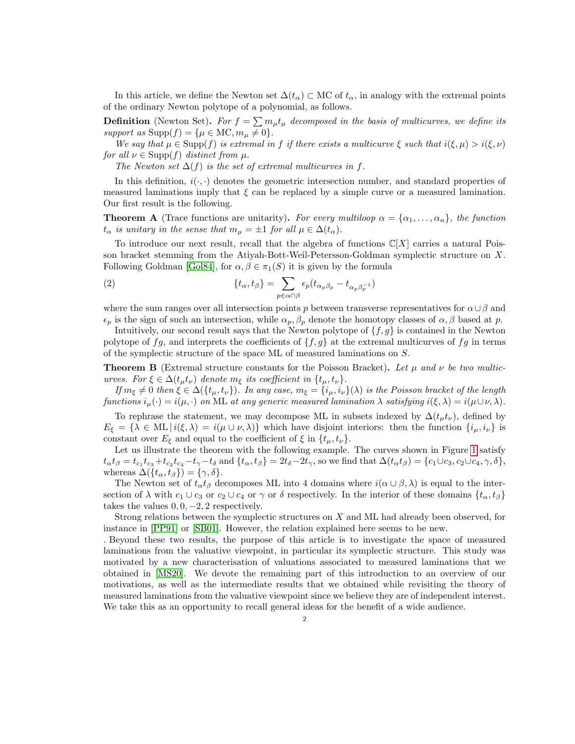In this article, we define the Newton set $\Delta(t_\alpha) \subset \mathrm{MC}$ of $t_\alpha$, in analogy with the extremal points of the ordinary Newton polytope of a polynomial, as follows.

**Definition** (Newton Set)**.** *For $f = \sum m_\mu t_\mu$ decomposed in the basis of multicurves, we define its support as $\mathrm{Supp}(f) = \{\mu \in \mathrm{MC}, m_\mu \neq 0\}$.*

*We say that $\mu \in \mathrm{Supp}(f)$ is extremal in $f$ if there exists a multicurve $\xi$ such that $i(\xi, \mu) > i(\xi, \nu)$ for all $\nu \in \mathrm{Supp}(f)$ distinct from $\mu$.*

*The Newton set $\Delta(f)$ is the set of extremal multicurves in $f$.*

In this definition, $i(\cdot, \cdot)$ denotes the geometric intersection number, and standard properties of measured laminations imply that $\xi$ can be replaced by a simple curve or a measured lamination. Our first result is the following.

**Theorem A** (Trace functions are unitarity)**.** *For every multiloop $\alpha = \{\alpha_1, \dots, \alpha_n\}$, the function $t_\alpha$ is unitary in the sense that $m_\mu = \pm 1$ for all $\mu \in \Delta(t_\alpha)$.*

To introduce our next result, recall that the algebra of functions $\mathbb{C}[X]$ carries a natural Poisson bracket stemming from the Atiyah-Bott-Weil-Petersson-Goldman symplectic structure on $X$. Following Goldman [Gol84], for $\alpha, \beta \in \pi_1(S)$ it is given by the formula

$$\{t_\alpha, t_\beta\} = \sum_{p \in \alpha \cap \beta} \epsilon_p (t_{\alpha_p \beta_p} - t_{\alpha_p \beta_p^{-1}}) \tag{2}$$

where the sum ranges over all intersection points $p$ between transverse representatives for $\alpha \cup \beta$ and $\epsilon_p$ is the sign of such an intersection, while $\alpha_p, \beta_p$ denote the homotopy classes of $\alpha, \beta$ based at $p$.

Intuitively, our second result says that the Newton polytope of $\{f, g\}$ is contained in the Newton polytope of $fg$, and interprets the coefficients of $\{f, g\}$ at the extremal multicurves of $fg$ in terms of the symplectic structure of the space ML of measured laminations on $S$.

**Theorem B** (Extremal structure constants for the Poisson Bracket)**.** *Let $\mu$ and $\nu$ be two multicurves. For $\xi \in \Delta(t_\mu t_\nu)$ denote $m_\xi$ its coefficient in $\{t_\mu, t_\nu\}$.*

*If $m_\xi \neq 0$ then $\xi \in \Delta(\{t_\mu, t_\nu\})$. In any case, $m_\xi = \{i_\mu, i_\nu\}(\lambda)$ is the Poisson bracket of the length functions $i_\mu(\cdot) = i(\mu, \cdot)$ on* ML *at any generic measured lamination $\lambda$ satisfying $i(\xi, \lambda) = i(\mu \cup \nu, \lambda)$.*

To rephrase the statement, we may decompose ML in subsets indexed by $\Delta(t_\mu t_\nu)$, defined by $E_\xi = \{\lambda \in \mathrm{ML} \,|\, i(\xi, \lambda) = i(\mu \cup \nu, \lambda)\}$ which have disjoint interiors: then the function $\{i_\mu, i_\nu\}$ is constant over $E_\xi$ and equal to the coefficient of $\xi$ in $\{t_\mu, t_\nu\}$.

Let us illustrate the theorem with the following example. The curves shown in Figure 1 satisfy $t_\alpha t_\beta = t_{c_1} t_{c_3} + t_{c_2} t_{c_4} - t_\gamma - t_\delta$ and $\{t_\alpha, t_\beta\} = 2t_\delta - 2t_\gamma$, so we find that $\Delta(t_\alpha t_\beta) = \{c_1 \cup c_3, c_2 \cup c_4, \gamma, \delta\}$, whereas $\Delta(\{t_\alpha, t_\beta\}) = \{\gamma, \delta\}$.

The Newton set of $t_\alpha t_\beta$ decomposes ML into 4 domains where $i(\alpha \cup \beta, \lambda)$ is equal to the intersection of $\lambda$ with $c_1 \cup c_3$ or $c_2 \cup c_4$ or $\gamma$ or $\delta$ respectively. In the interior of these domains $\{t_\alpha, t_\beta\}$ takes the values $0, 0, -2, 2$ respectively.

Strong relations between the symplectic structures on $X$ and ML had already been observed, for instance in [PP91] or [SB01]. However, the relation explained here seems to be new.

. Beyond these two results, the purpose of this article is to investigate the space of measured laminations from the valuative viewpoint, in particular its symplectic structure. This study was motivated by a new characterisation of valuations associated to measured laminations that we obtained in [MS20]. We devote the remaining part of this introduction to an overview of our motivations, as well as the intermediate results that we obtained while revisiting the theory of measured laminations from the valuative viewpoint since we believe they are of independent interest. We take this as an opportunity to recall general ideas for the benefit of a wide audience.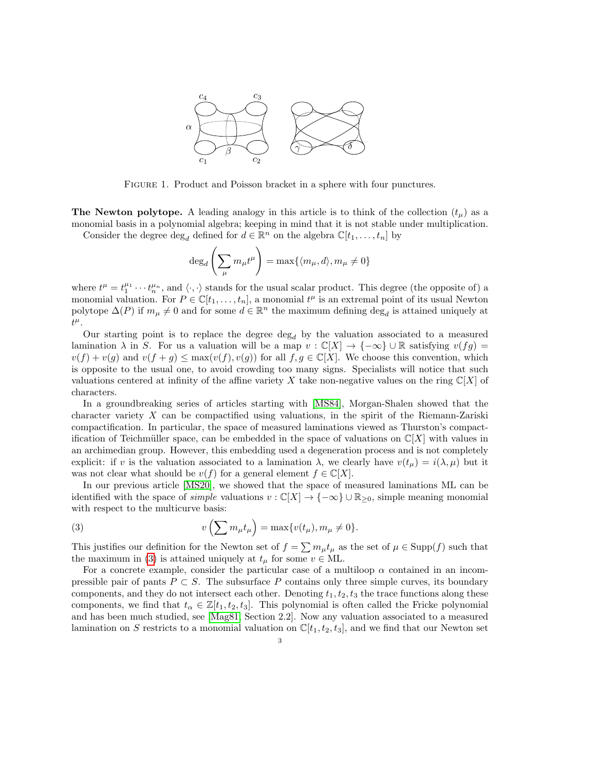FIGURE 1. Product and Poisson bracket in a sphere with four punctures.

**The Newton polytope.** A leading analogy in this article is to think of the collection $(t_\mu)$ as a monomial basis in a polynomial algebra; keeping in mind that it is not stable under multiplication.

Consider the degree $\deg_d$ defined for $d \in \mathbb{R}^n$ on the algebra $\mathbb{C}[t_1, \ldots, t_n]$ by

$$\deg_d\left(\sum_\mu m_\mu t^\mu\right) = \max\{\langle m_\mu, d\rangle, m_\mu \neq 0\}$$

where $t^\mu = t_1^{\mu_1} \cdots t_n^{\mu_n}$, and $\langle \cdot, \cdot \rangle$ stands for the usual scalar product. This degree (the opposite of) a monomial valuation. For $P \in \mathbb{C}[t_1, \ldots, t_n]$, a monomial $t^\mu$ is an extremal point of its usual Newton polytope $\Delta(P)$ if $m_\mu \neq 0$ and for some $d \in \mathbb{R}^n$ the maximum defining $\deg_d$ is attained uniquely at $t^\mu$.

Our starting point is to replace the degree $\deg_d$ by the valuation associated to a measured lamination $\lambda$ in $S$. For us a valuation will be a map $v : \mathbb{C}[X] \to \{-\infty\} \cup \mathbb{R}$ satisfying $v(fg) = v(f) + v(g)$ and $v(f + g) \leq \max(v(f), v(g))$ for all $f, g \in \mathbb{C}[X]$. We choose this convention, which is opposite to the usual one, to avoid crowding too many signs. Specialists will notice that such valuations centered at infinity of the affine variety $X$ take non-negative values on the ring $\mathbb{C}[X]$ of characters.

In a groundbreaking series of articles starting with [MS84], Morgan-Shalen showed that the character variety $X$ can be compactified using valuations, in the spirit of the Riemann-Zariski compactification. In particular, the space of measured laminations viewed as Thurston's compactification of Teichmüller space, can be embedded in the space of valuations on $\mathbb{C}[X]$ with values in an archimedean group. However, this embedding used a degeneration process and is not completely explicit: if $v$ is the valuation associated to a lamination $\lambda$, we clearly have $v(t_\mu) = i(\lambda, \mu)$ but it was not clear what should be $v(f)$ for a general element $f \in \mathbb{C}[X]$.

In our previous article [MS20], we showed that the space of measured laminations ML can be identified with the space of *simple* valuations $v : \mathbb{C}[X] \to \{-\infty\} \cup \mathbb{R}_{\geq 0}$, simple meaning monomial with respect to the multicurve basis:

$$v\left(\sum m_\mu t_\mu\right) = \max\{v(t_\mu), m_\mu \neq 0\}. \tag{3}$$

This justifies our definition for the Newton set of $f = \sum m_\mu t_\mu$ as the set of $\mu \in \mathrm{Supp}(f)$ such that the maximum in (3) is attained uniquely at $t_\mu$ for some $v \in \mathrm{ML}$.

For a concrete example, consider the particular case of a multiloop $\alpha$ contained in an incompressible pair of pants $P \subset S$. The subsurface $P$ contains only three simple curves, its boundary components, and they do not intersect each other. Denoting $t_1, t_2, t_3$ the trace functions along these components, we find that $t_\alpha \in \mathbb{Z}[t_1, t_2, t_3]$. This polynomial is often called the Fricke polynomial and has been much studied, see [Mag81, Section 2.2]. Now any valuation associated to a measured lamination on $S$ restricts to a monomial valuation on $\mathbb{C}[t_1, t_2, t_3]$, and we find that our Newton set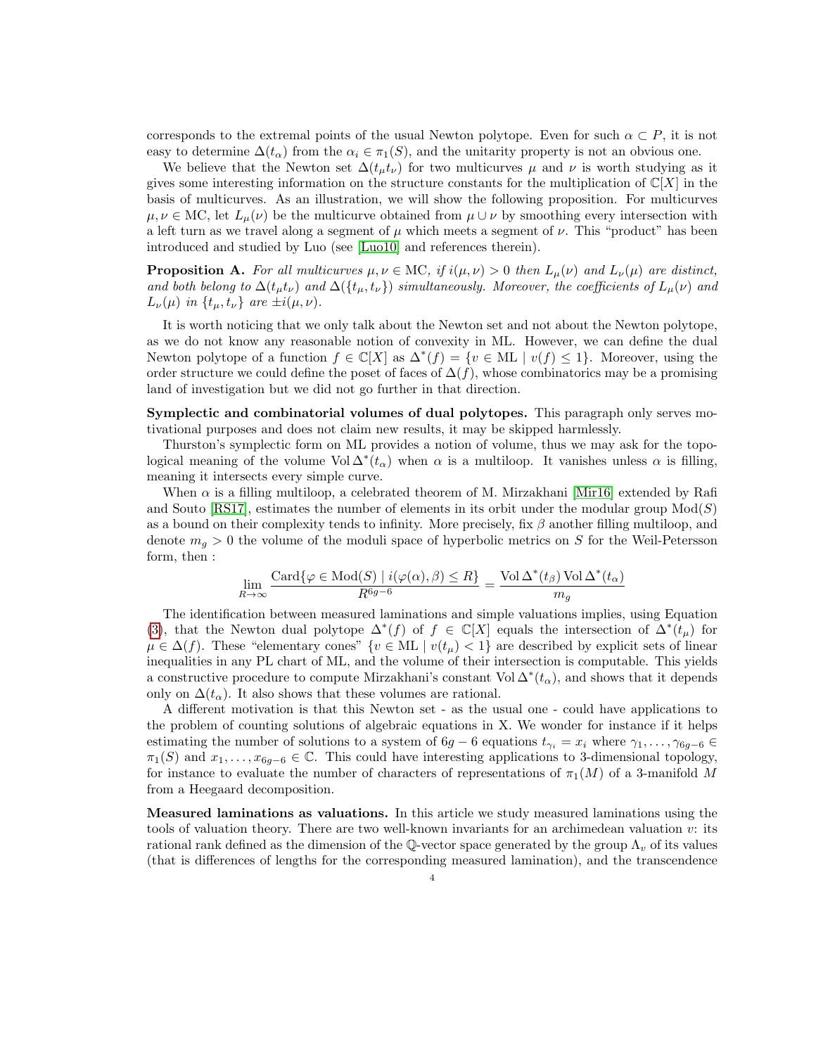corresponds to the extremal points of the usual Newton polytope. Even for such $\alpha \subset P$, it is not easy to determine $\Delta(t_\alpha)$ from the $\alpha_i \in \pi_1(S)$, and the unitarity property is not an obvious one.

We believe that the Newton set $\Delta(t_\mu t_\nu)$ for two multicurves $\mu$ and $\nu$ is worth studying as it gives some interesting information on the structure constants for the multiplication of $\mathbb{C}[X]$ in the basis of multicurves. As an illustration, we will show the following proposition. For multicurves $\mu, \nu \in \mathrm{MC}$, let $L_\mu(\nu)$ be the multicurve obtained from $\mu \cup \nu$ by smoothing every intersection with a left turn as we travel along a segment of $\mu$ which meets a segment of $\nu$. This "product" has been introduced and studied by Luo (see [Luo10] and references therein).

**Proposition A.** *For all multicurves $\mu, \nu \in \mathrm{MC}$, if $i(\mu, \nu) > 0$ then $L_\mu(\nu)$ and $L_\nu(\mu)$ are distinct, and both belong to $\Delta(t_\mu t_\nu)$ and $\Delta(\{t_\mu, t_\nu\})$ simultaneously. Moreover, the coefficients of $L_\mu(\nu)$ and $L_\nu(\mu)$ in $\{t_\mu, t_\nu\}$ are $\pm i(\mu, \nu)$.*

It is worth noticing that we only talk about the Newton set and not about the Newton polytope, as we do not know any reasonable notion of convexity in ML. However, we can define the dual Newton polytope of a function $f \in \mathbb{C}[X]$ as $\Delta^*(f) = \{v \in \mathrm{ML} \mid v(f) \leq 1\}$. Moreover, using the order structure we could define the poset of faces of $\Delta(f)$, whose combinatorics may be a promising land of investigation but we did not go further in that direction.

**Symplectic and combinatorial volumes of dual polytopes.** This paragraph only serves motivational purposes and does not claim new results, it may be skipped harmlessly.

Thurston's symplectic form on ML provides a notion of volume, thus we may ask for the topological meaning of the volume $\mathrm{Vol}\,\Delta^*(t_\alpha)$ when $\alpha$ is a multiloop. It vanishes unless $\alpha$ is filling, meaning it intersects every simple curve.

When $\alpha$ is a filling multiloop, a celebrated theorem of M. Mirzakhani [Mir16] extended by Rafi and Souto [RS17], estimates the number of elements in its orbit under the modular group $\mathrm{Mod}(S)$ as a bound on their complexity tends to infinity. More precisely, fix $\beta$ another filling multiloop, and denote $m_g > 0$ the volume of the moduli space of hyperbolic metrics on $S$ for the Weil-Petersson form, then :

$$\lim_{R \to \infty} \frac{\mathrm{Card}\{\varphi \in \mathrm{Mod}(S) \mid i(\varphi(\alpha), \beta) \leq R\}}{R^{6g-6}} = \frac{\mathrm{Vol}\,\Delta^*(t_\beta)\,\mathrm{Vol}\,\Delta^*(t_\alpha)}{m_g}$$

The identification between measured laminations and simple valuations implies, using Equation (3), that the Newton dual polytope $\Delta^*(f)$ of $f \in \mathbb{C}[X]$ equals the intersection of $\Delta^*(t_\mu)$ for $\mu \in \Delta(f)$. These "elementary cones" $\{v \in \mathrm{ML} \mid v(t_\mu) < 1\}$ are described by explicit sets of linear inequalities in any PL chart of ML, and the volume of their intersection is computable. This yields a constructive procedure to compute Mirzakhani's constant $\mathrm{Vol}\,\Delta^*(t_\alpha)$, and shows that it depends only on $\Delta(t_\alpha)$. It also shows that these volumes are rational.

A different motivation is that this Newton set - as the usual one - could have applications to the problem of counting solutions of algebraic equations in X. We wonder for instance if it helps estimating the number of solutions to a system of $6g-6$ equations $t_{\gamma_i} = x_i$ where $\gamma_1, \ldots, \gamma_{6g-6} \in \pi_1(S)$ and $x_1, \ldots, x_{6g-6} \in \mathbb{C}$. This could have interesting applications to 3-dimensional topology, for instance to evaluate the number of characters of representations of $\pi_1(M)$ of a 3-manifold $M$ from a Heegaard decomposition.

**Measured laminations as valuations.** In this article we study measured laminations using the tools of valuation theory. There are two well-known invariants for an archimedean valuation $v$: its rational rank defined as the dimension of the $\mathbb{Q}$-vector space generated by the group $\Lambda_v$ of its values (that is differences of lengths for the corresponding measured lamination), and the transcendence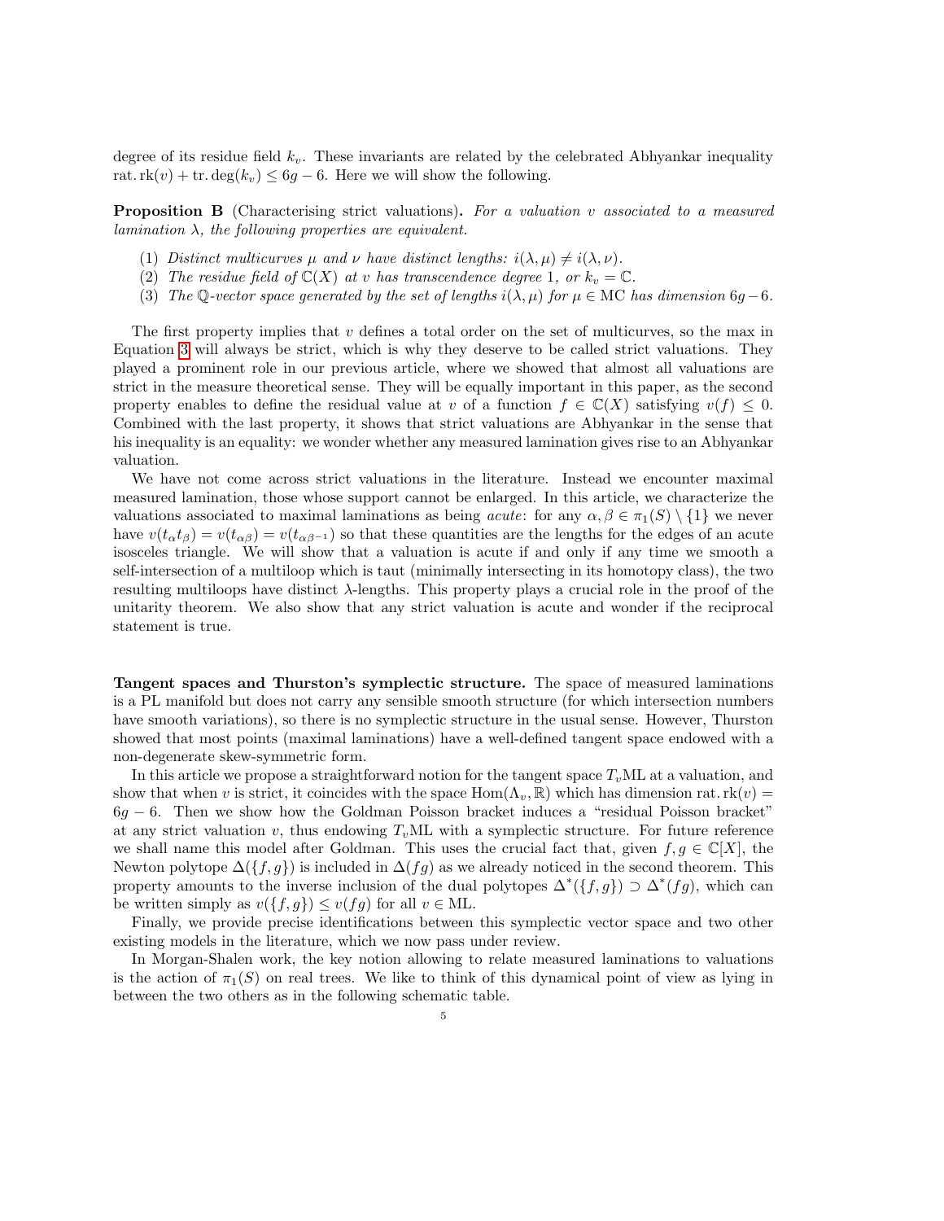degree of its residue field $k_v$. These invariants are related by the celebrated Abhyankar inequality $\operatorname{rat.rk}(v) + \operatorname{tr.deg}(k_v) \leq 6g - 6$. Here we will show the following.

**Proposition B** (Characterising strict valuations)**.** *For a valuation $v$ associated to a measured lamination $\lambda$, the following properties are equivalent.*

1. *Distinct multicurves $\mu$ and $\nu$ have distinct lengths: $i(\lambda, \mu) \neq i(\lambda, \nu)$.*
2. *The residue field of $\mathbb{C}(X)$ at $v$ has transcendence degree 1, or $k_v = \mathbb{C}$.*
3. *The $\mathbb{Q}$-vector space generated by the set of lengths $i(\lambda, \mu)$ for $\mu \in \mathrm{MC}$ has dimension $6g - 6$.*

The first property implies that $v$ defines a total order on the set of multicurves, so the max in Equation 3 will always be strict, which is why they deserve to be called strict valuations. They played a prominent role in our previous article, where we showed that almost all valuations are strict in the measure theoretical sense. They will be equally important in this paper, as the second property enables to define the residual value at $v$ of a function $f \in \mathbb{C}(X)$ satisfying $v(f) \leq 0$. Combined with the last property, it shows that strict valuations are Abhyankar in the sense that his inequality is an equality: we wonder whether any measured lamination gives rise to an Abhyankar valuation.

We have not come across strict valuations in the literature. Instead we encounter maximal measured lamination, those whose support cannot be enlarged. In this article, we characterize the valuations associated to maximal laminations as being *acute*: for any $\alpha, \beta \in \pi_1(S) \setminus \{1\}$ we never have $v(t_\alpha t_\beta) = v(t_{\alpha\beta}) = v(t_{\alpha\beta^{-1}})$ so that these quantities are the lengths for the edges of an acute isosceles triangle. We will show that a valuation is acute if and only if any time we smooth a self-intersection of a multiloop which is taut (minimally intersecting in its homotopy class), the two resulting multiloops have distinct $\lambda$-lengths. This property plays a crucial role in the proof of the unitarity theorem. We also show that any strict valuation is acute and wonder if the reciprocal statement is true.

**Tangent spaces and Thurston's symplectic structure.** The space of measured laminations is a PL manifold but does not carry any sensible smooth structure (for which intersection numbers have smooth variations), so there is no symplectic structure in the usual sense. However, Thurston showed that most points (maximal laminations) have a well-defined tangent space endowed with a non-degenerate skew-symmetric form.

In this article we propose a straightforward notion for the tangent space $T_v\mathrm{ML}$ at a valuation, and show that when $v$ is strict, it coincides with the space $\mathrm{Hom}(\Lambda_v, \mathbb{R})$ which has dimension $\operatorname{rat.rk}(v) = 6g - 6$. Then we show how the Goldman Poisson bracket induces a "residual Poisson bracket" at any strict valuation $v$, thus endowing $T_v\mathrm{ML}$ with a symplectic structure. For future reference we shall name this model after Goldman. This uses the crucial fact that, given $f, g \in \mathbb{C}[X]$, the Newton polytope $\Delta(\{f, g\})$ is included in $\Delta(fg)$ as we already noticed in the second theorem. This property amounts to the inverse inclusion of the dual polytopes $\Delta^*(\{f, g\}) \supset \Delta^*(fg)$, which can be written simply as $v(\{f, g\}) \leq v(fg)$ for all $v \in \mathrm{ML}$.

Finally, we provide precise identifications between this symplectic vector space and two other existing models in the literature, which we now pass under review.

In Morgan-Shalen work, the key notion allowing to relate measured laminations to valuations is the action of $\pi_1(S)$ on real trees. We like to think of this dynamical point of view as lying in between the two others as in the following schematic table.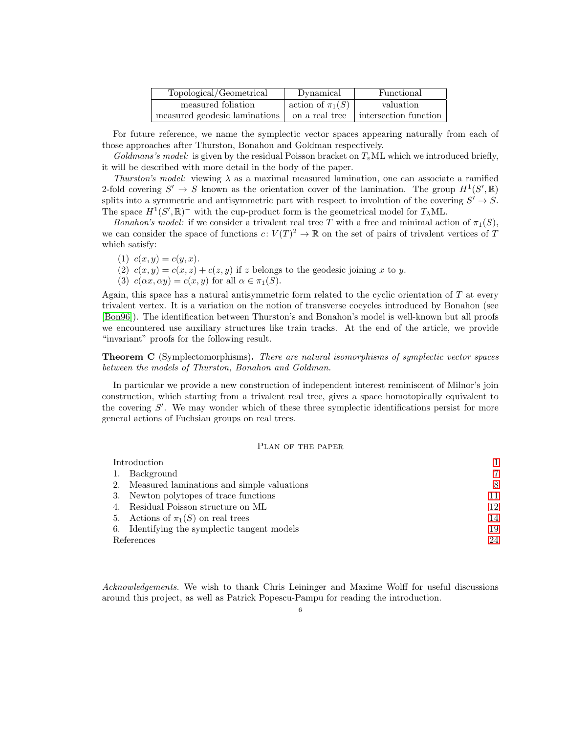| Topological/Geometrical | Dynamical | Functional |
| --- | --- | --- |
| measured foliation | action of $\pi_1(S)$ | valuation |
| measured geodesic laminations | on a real tree | intersection function |

For future reference, we name the symplectic vector spaces appearing naturally from each of those approaches after Thurston, Bonahon and Goldman respectively.

*Goldmans's model:* is given by the residual Poisson bracket on $T_v\mathrm{ML}$ which we introduced briefly, it will be described with more detail in the body of the paper.

*Thurston's model:* viewing $\lambda$ as a maximal measured lamination, one can associate a ramified 2-fold covering $S' \to S$ known as the orientation cover of the lamination. The group $H^1(S', \mathbb{R})$ splits into a symmetric and antisymmetric part with respect to involution of the covering $S' \to S$. The space $H^1(S', \mathbb{R})^-$ with the cup-product form is the geometrical model for $T_\lambda\mathrm{ML}$.

*Bonahon's model:* if we consider a trivalent real tree $T$ with a free and minimal action of $\pi_1(S)$, we can consider the space of functions $c\colon V(T)^2 \to \mathbb{R}$ on the set of pairs of trivalent vertices of $T$ which satisfy:

(1) $c(x, y) = c(y, x)$.
(2) $c(x, y) = c(x, z) + c(z, y)$ if $z$ belongs to the geodesic joining $x$ to $y$.
(3) $c(\alpha x, \alpha y) = c(x, y)$ for all $\alpha \in \pi_1(S)$.

Again, this space has a natural antisymmetric form related to the cyclic orientation of $T$ at every trivalent vertex. It is a variation on the notion of transverse cocycles introduced by Bonahon (see [Bon96]). The identification between Thurston's and Bonahon's model is well-known but all proofs we encountered use auxiliary structures like train tracks. At the end of the article, we provide "invariant" proofs for the following result.

**Theorem C** (Symplectomorphisms)**.** *There are natural isomorphisms of symplectic vector spaces between the models of Thurston, Bonahon and Goldman.*

In particular we provide a new construction of independent interest reminiscent of Milnor's join construction, which starting from a trivalent real tree, gives a space homotopically equivalent to the covering $S'$. We may wonder which of these three symplectic identifications persist for more general actions of Fuchsian groups on real trees.

## Plan of the paper

| | |
| --- | --- |
| Introduction | 1 |
| 1. Background | 7 |
| 2. Measured laminations and simple valuations | 8 |
| 3. Newton polytopes of trace functions | 11 |
| 4. Residual Poisson structure on ML | 12 |
| 5. Actions of $\pi_1(S)$ on real trees | 14 |
| 6. Identifying the symplectic tangent models | 19 |
| References | 24 |

*Acknowledgements.* We wish to thank Chris Leininger and Maxime Wolff for useful discussions around this project, as well as Patrick Popescu-Pampu for reading the introduction.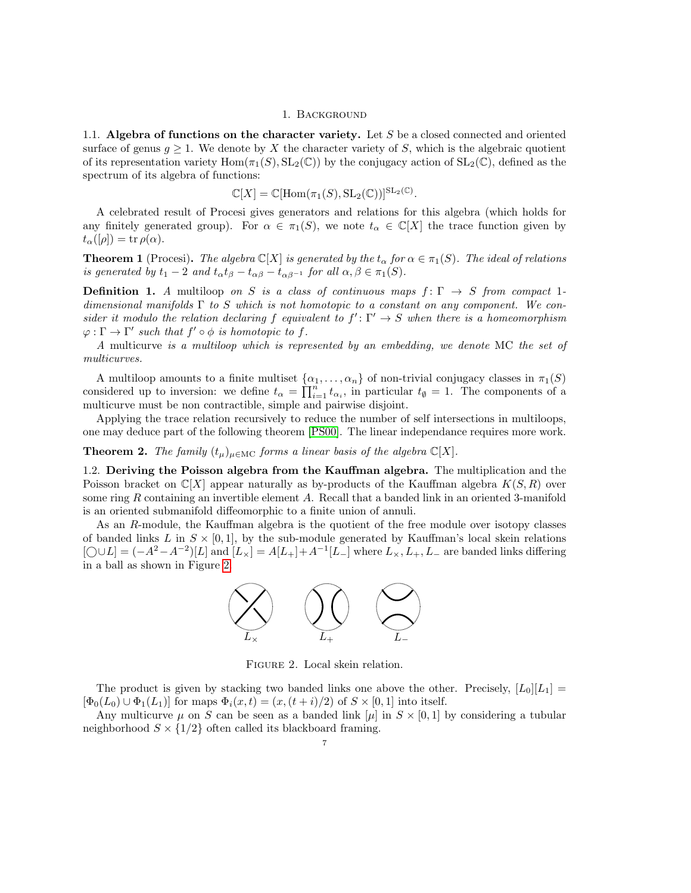# 1. Background

## 1.1. Algebra of functions on the character variety.

Let $S$ be a closed connected and oriented surface of genus $g \geq 1$. We denote by $X$ the character variety of $S$, which is the algebraic quotient of its representation variety $\mathrm{Hom}(\pi_1(S), \mathrm{SL}_2(\mathbb{C}))$ by the conjugacy action of $\mathrm{SL}_2(\mathbb{C})$, defined as the spectrum of its algebra of functions:

$$\mathbb{C}[X] = \mathbb{C}[\mathrm{Hom}(\pi_1(S), \mathrm{SL}_2(\mathbb{C}))]^{\mathrm{SL}_2(\mathbb{C})}.$$

A celebrated result of Procesi gives generators and relations for this algebra (which holds for any finitely generated group). For $\alpha \in \pi_1(S)$, we note $t_\alpha \in \mathbb{C}[X]$ the trace function given by $t_\alpha([\rho]) = \mathrm{tr}\,\rho(\alpha)$.

**Theorem 1** (Procesi)**.** *The algebra $\mathbb{C}[X]$ is generated by the $t_\alpha$ for $\alpha \in \pi_1(S)$. The ideal of relations is generated by $t_1 - 2$ and $t_\alpha t_\beta - t_{\alpha\beta} - t_{\alpha\beta^{-1}}$ for all $\alpha, \beta \in \pi_1(S)$.*

**Definition 1.** *A* multiloop *on $S$ is a class of continuous maps $f \colon \Gamma \to S$ from compact 1-dimensional manifolds $\Gamma$ to $S$ which is not homotopic to a constant on any component. We consider it modulo the relation declaring $f$ equivalent to $f' \colon \Gamma' \to S$ when there is a homeomorphism $\varphi : \Gamma \to \Gamma'$ such that $f' \circ \phi$ is homotopic to $f$.*

*A* multicurve *is a multiloop which is represented by an embedding, we denote* MC *the set of multicurves.*

A multiloop amounts to a finite multiset $\{\alpha_1, \ldots, \alpha_n\}$ of non-trivial conjugacy classes in $\pi_1(S)$ considered up to inversion: we define $t_\alpha = \prod_{i=1}^n t_{\alpha_i}$, in particular $t_\emptyset = 1$. The components of a multicurve must be non contractible, simple and pairwise disjoint.

Applying the trace relation recursively to reduce the number of self intersections in multiloops, one may deduce part of the following theorem [PS00]. The linear independance requires more work.

**Theorem 2.** *The family $(t_\mu)_{\mu \in \mathrm{MC}}$ forms a linear basis of the algebra $\mathbb{C}[X]$.*

## 1.2. Deriving the Poisson algebra from the Kauffman algebra.

The multiplication and the Poisson bracket on $\mathbb{C}[X]$ appear naturally as by-products of the Kauffman algebra $K(S, R)$ over some ring $R$ containing an invertible element $A$. Recall that a banded link in an oriented 3-manifold is an oriented submanifold diffeomorphic to a finite union of annuli.

As an $R$-module, the Kauffman algebra is the quotient of the free module over isotopy classes of banded links $L$ in $S \times [0,1]$, by the sub-module generated by Kauffman's local skein relations $[\bigcirc \cup L] = (-A^2 - A^{-2})[L]$ and $[L_\times] = A[L_+] + A^{-1}[L_-]$ where $L_\times, L_+, L_-$ are banded links differing in a ball as shown in Figure 2.

$L_\times$ $\quad$ $L_+$ $\quad$ $L_-$

Figure 2. Local skein relation.

The product is given by stacking two banded links one above the other. Precisely, $[L_0][L_1] = [\Phi_0(L_0) \cup \Phi_1(L_1)]$ for maps $\Phi_i(x, t) = (x, (t + i)/2)$ of $S \times [0,1]$ into itself.

Any multicurve $\mu$ on $S$ can be seen as a banded link $[\mu]$ in $S \times [0,1]$ by considering a tubular neighborhood $S \times \{1/2\}$ often called its blackboard framing.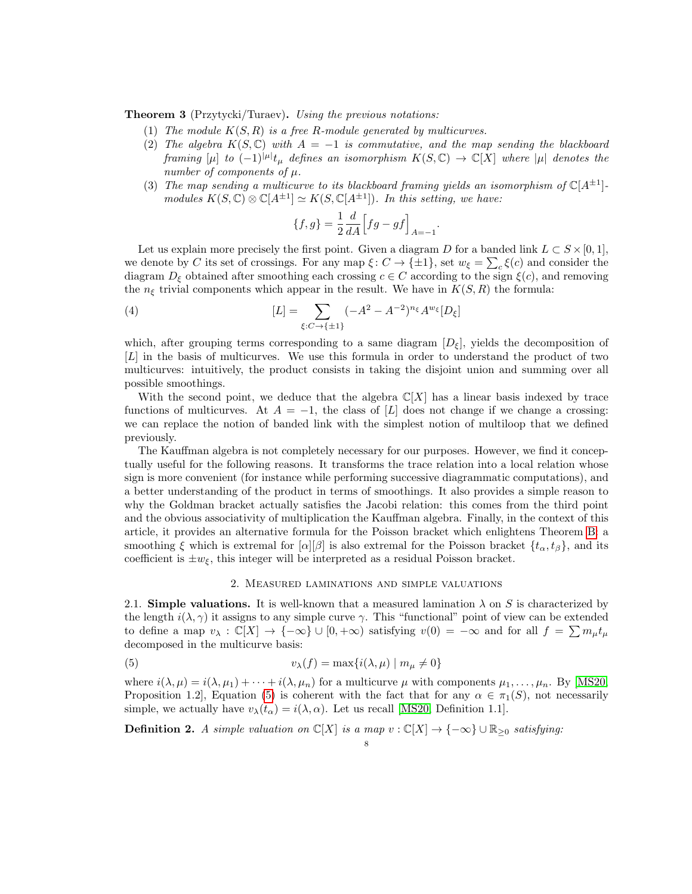**Theorem 3** (Przytycki/Turaev)**.** *Using the previous notations:*

1. *The module $K(S, R)$ is a free $R$-module generated by multicurves.*
2. *The algebra $K(S, \mathbb{C})$ with $A = -1$ is commutative, and the map sending the blackboard framing $[\mu]$ to $(-1)^{|\mu|} t_\mu$ defines an isomorphism $K(S, \mathbb{C}) \to \mathbb{C}[X]$ where $|\mu|$ denotes the number of components of $\mu$.*
3. *The map sending a multicurve to its blackboard framing yields an isomorphism of $\mathbb{C}[A^{\pm 1}]$-modules $K(S, \mathbb{C}) \otimes \mathbb{C}[A^{\pm 1}] \simeq K(S, \mathbb{C}[A^{\pm 1}])$. In this setting, we have:*

$$\{f, g\} = \frac{1}{2} \frac{d}{dA} \Big[ fg - gf \Big]_{A=-1}.$$

Let us explain more precisely the first point. Given a diagram $D$ for a banded link $L \subset S \times [0, 1]$, we denote by $C$ its set of crossings. For any map $\xi \colon C \to \{\pm 1\}$, set $w_\xi = \sum_c \xi(c)$ and consider the diagram $D_\xi$ obtained after smoothing each crossing $c \in C$ according to the sign $\xi(c)$, and removing the $n_\xi$ trivial components which appear in the result. We have in $K(S, R)$ the formula:

$$[L] = \sum_{\xi : C \to \{\pm 1\}} (-A^2 - A^{-2})^{n_\xi} A^{w_\xi} [D_\xi] \tag{4}$$

which, after grouping terms corresponding to a same diagram $[D_\xi]$, yields the decomposition of $[L]$ in the basis of multicurves. We use this formula in order to understand the product of two multicurves: intuitively, the product consists in taking the disjoint union and summing over all possible smoothings.

With the second point, we deduce that the algebra $\mathbb{C}[X]$ has a linear basis indexed by trace functions of multicurves. At $A = -1$, the class of $[L]$ does not change if we change a crossing: we can replace the notion of banded link with the simplest notion of multiloop that we defined previously.

The Kauffman algebra is not completely necessary for our purposes. However, we find it conceptually useful for the following reasons. It transforms the trace relation into a local relation whose sign is more convenient (for instance while performing successive diagrammatic computations), and a better understanding of the product in terms of smoothings. It also provides a simple reason to why the Goldman bracket actually satisfies the Jacobi relation: this comes from the third point and the obvious associativity of multiplication the Kauffman algebra. Finally, in the context of this article, it provides an alternative formula for the Poisson bracket which enlightens Theorem B: a smoothing $\xi$ which is extremal for $[\alpha][\beta]$ is also extremal for the Poisson bracket $\{t_\alpha, t_\beta\}$, and its coefficient is $\pm w_\xi$, this integer will be interpreted as a residual Poisson bracket.

## 2. Measured laminations and simple valuations

2.1. **Simple valuations.** It is well-known that a measured lamination $\lambda$ on $S$ is characterized by the length $i(\lambda, \gamma)$ it assigns to any simple curve $\gamma$. This "functional" point of view can be extended to define a map $v_\lambda : \mathbb{C}[X] \to \{-\infty\} \cup [0, +\infty)$ satisfying $v(0) = -\infty$ and for all $f = \sum m_\mu t_\mu$ decomposed in the multicurve basis:

$$v_\lambda(f) = \max\{ i(\lambda, \mu) \mid m_\mu \neq 0 \} \tag{5}$$

where $i(\lambda, \mu) = i(\lambda, \mu_1) + \cdots + i(\lambda, \mu_n)$ for a multicurve $\mu$ with components $\mu_1, \ldots, \mu_n$. By [MS20, Proposition 1.2], Equation (5) is coherent with the fact that for any $\alpha \in \pi_1(S)$, not necessarily simple, we actually have $v_\lambda(t_\alpha) = i(\lambda, \alpha)$. Let us recall [MS20, Definition 1.1].

**Definition 2.** *A simple valuation on $\mathbb{C}[X]$ is a map $v : \mathbb{C}[X] \to \{-\infty\} \cup \mathbb{R}_{\geq 0}$ satisfying:*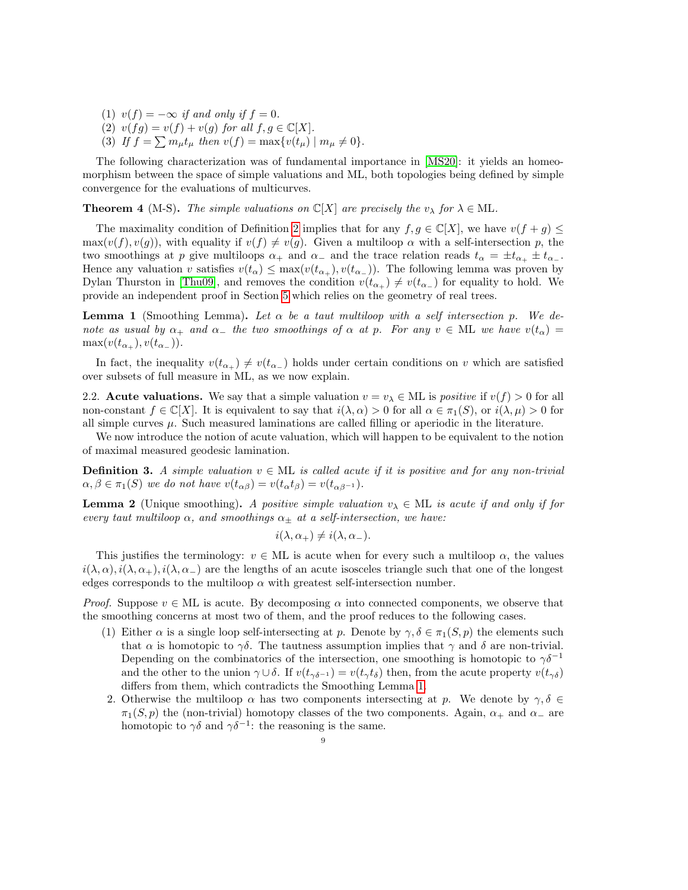(1) $v(f) = -\infty$ *if and only if* $f = 0$.
(2) $v(fg) = v(f) + v(g)$ *for all* $f, g \in \mathbb{C}[X]$.
(3) *If* $f = \sum m_\mu t_\mu$ *then* $v(f) = \max\{v(t_\mu) \mid m_\mu \neq 0\}$.

The following characterization was of fundamental importance in [MS20]: it yields an homeomorphism between the space of simple valuations and ML, both topologies being defined by simple convergence for the evaluations of multicurves.

**Theorem 4** (M-S)**.** *The simple valuations on* $\mathbb{C}[X]$ *are precisely the* $v_\lambda$ *for* $\lambda \in \mathrm{ML}$.

The maximality condition of Definition 2 implies that for any $f, g \in \mathbb{C}[X]$, we have $v(f+g) \leq \max(v(f), v(g))$, with equality if $v(f) \neq v(g)$. Given a multiloop $\alpha$ with a self-intersection $p$, the two smoothings at $p$ give multiloops $\alpha_+$ and $\alpha_-$ and the trace relation reads $t_\alpha = \pm t_{\alpha_+} \pm t_{\alpha_-}$. Hence any valuation $v$ satisfies $v(t_\alpha) \leq \max(v(t_{\alpha_+}), v(t_{\alpha_-}))$. The following lemma was proven by Dylan Thurston in [Thu09], and removes the condition $v(t_{\alpha_+}) \neq v(t_{\alpha_-})$ for equality to hold. We provide an independent proof in Section 5 which relies on the geometry of real trees.

**Lemma 1** (Smoothing Lemma)**.** *Let* $\alpha$ *be a taut multiloop with a self intersection* $p$*. We denote as usual by* $\alpha_+$ *and* $\alpha_-$ *the two smoothings of* $\alpha$ *at* $p$*. For any* $v \in \mathrm{ML}$ *we have* $v(t_\alpha) = \max(v(t_{\alpha_+}), v(t_{\alpha_-}))$.

In fact, the inequality $v(t_{\alpha_+}) \neq v(t_{\alpha_-})$ holds under certain conditions on $v$ which are satisfied over subsets of full measure in ML, as we now explain.

2.2. **Acute valuations.** We say that a simple valuation $v = v_\lambda \in \mathrm{ML}$ is *positive* if $v(f) > 0$ for all non-constant $f \in \mathbb{C}[X]$. It is equivalent to say that $i(\lambda, \alpha) > 0$ for all $\alpha \in \pi_1(S)$, or $i(\lambda, \mu) > 0$ for all simple curves $\mu$. Such measured laminations are called filling or aperiodic in the literature.

We now introduce the notion of acute valuation, which will happen to be equivalent to the notion of maximal measured geodesic lamination.

**Definition 3.** *A simple valuation* $v \in \mathrm{ML}$ *is called acute if it is positive and for any non-trivial* $\alpha, \beta \in \pi_1(S)$ *we do not have* $v(t_{\alpha\beta}) = v(t_\alpha t_\beta) = v(t_{\alpha\beta^{-1}})$.

**Lemma 2** (Unique smoothing)**.** *A positive simple valuation* $v_\lambda \in \mathrm{ML}$ *is acute if and only if for every taut multiloop* $\alpha$*, and smoothings* $\alpha_\pm$ *at a self-intersection, we have:*

$$i(\lambda, \alpha_+) \neq i(\lambda, \alpha_-).$$

This justifies the terminology: $v \in \mathrm{ML}$ is acute when for every such a multiloop $\alpha$, the values $i(\lambda, \alpha), i(\lambda, \alpha_+), i(\lambda, \alpha_-)$ are the lengths of an acute isosceles triangle such that one of the longest edges corresponds to the multiloop $\alpha$ with greatest self-intersection number.

*Proof.* Suppose $v \in \mathrm{ML}$ is acute. By decomposing $\alpha$ into connected components, we observe that the smoothing concerns at most two of them, and the proof reduces to the following cases.

(1) Either $\alpha$ is a single loop self-intersecting at $p$. Denote by $\gamma, \delta \in \pi_1(S, p)$ the elements such that $\alpha$ is homotopic to $\gamma\delta$. The tautness assumption implies that $\gamma$ and $\delta$ are non-trivial. Depending on the combinatorics of the intersection, one smoothing is homotopic to $\gamma\delta^{-1}$ and the other to the union $\gamma \cup \delta$. If $v(t_{\gamma\delta^{-1}}) = v(t_\gamma t_\delta)$ then, from the acute property $v(t_{\gamma\delta})$ differs from them, which contradicts the Smoothing Lemma 1.

2. Otherwise the multiloop $\alpha$ has two components intersecting at $p$. We denote by $\gamma, \delta \in \pi_1(S, p)$ the (non-trivial) homotopy classes of the two components. Again, $\alpha_+$ and $\alpha_-$ are homotopic to $\gamma\delta$ and $\gamma\delta^{-1}$: the reasoning is the same.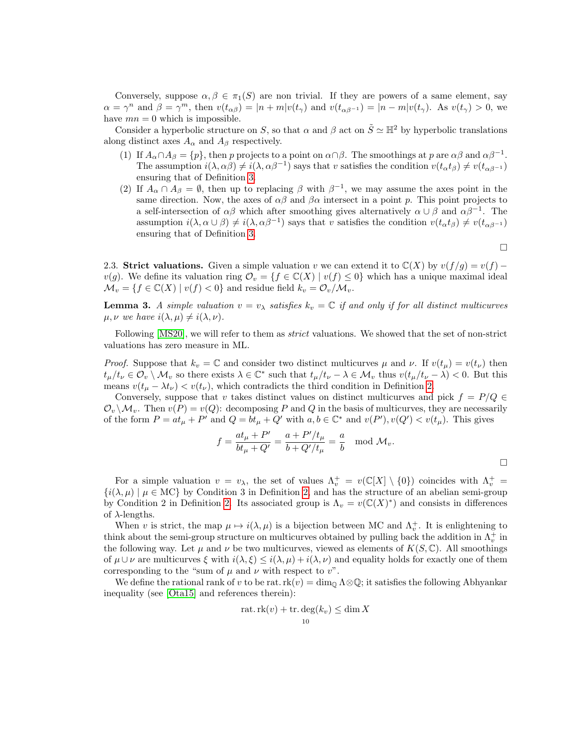Conversely, suppose $\alpha, \beta \in \pi_1(S)$ are non trivial. If they are powers of a same element, say $\alpha = \gamma^n$ and $\beta = \gamma^m$, then $v(t_{\alpha\beta}) = |n+m| v(t_\gamma)$ and $v(t_{\alpha\beta^{-1}}) = |n-m| v(t_\gamma)$. As $v(t_\gamma) > 0$, we have $mn = 0$ which is impossible.

Consider a hyperbolic structure on $S$, so that $\alpha$ and $\beta$ act on $\tilde{S} \simeq \mathbb{H}^2$ by hyperbolic translations along distinct axes $A_\alpha$ and $A_\beta$ respectively.

1. If $A_\alpha \cap A_\beta = \{p\}$, then $p$ projects to a point on $\alpha \cap \beta$. The smoothings at $p$ are $\alpha\beta$ and $\alpha\beta^{-1}$. The assumption $i(\lambda, \alpha\beta) \neq i(\lambda, \alpha\beta^{-1})$ says that $v$ satisfies the condition $v(t_\alpha t_\beta) \neq v(t_{\alpha\beta^{-1}})$ ensuring that of Definition 3.
2. If $A_\alpha \cap A_\beta = \emptyset$, then up to replacing $\beta$ with $\beta^{-1}$, we may assume the axes point in the same direction. Now, the axes of $\alpha\beta$ and $\beta\alpha$ intersect in a point $p$. This point projects to a self-intersection of $\alpha\beta$ which after smoothing gives alternatively $\alpha \cup \beta$ and $\alpha\beta^{-1}$. The assumption $i(\lambda, \alpha \cup \beta) \neq i(\lambda, \alpha\beta^{-1})$ says that $v$ satisfies the condition $v(t_\alpha t_\beta) \neq v(t_{\alpha\beta^{-1}})$ ensuring that of Definition 3.

□

2.3. **Strict valuations.** Given a simple valuation $v$ we can extend it to $\mathbb{C}(X)$ by $v(f/g) = v(f) - v(g)$. We define its valuation ring $\mathcal{O}_v = \{f \in \mathbb{C}(X) \mid v(f) \leq 0\}$ which has a unique maximal ideal $\mathcal{M}_v = \{f \in \mathbb{C}(X) \mid v(f) < 0\}$ and residue field $k_v = \mathcal{O}_v / \mathcal{M}_v$.

**Lemma 3.** *A simple valuation $v = v_\lambda$ satisfies $k_v = \mathbb{C}$ if and only if for all distinct multicurves $\mu, \nu$ we have $i(\lambda, \mu) \neq i(\lambda, \nu)$.*

Following [MS20], we will refer to them as *strict* valuations. We showed that the set of non-strict valuations has zero measure in ML.

*Proof.* Suppose that $k_v = \mathbb{C}$ and consider two distinct multicurves $\mu$ and $\nu$. If $v(t_\mu) = v(t_\nu)$ then $t_\mu / t_\nu \in \mathcal{O}_v \setminus \mathcal{M}_v$ so there exists $\lambda \in \mathbb{C}^*$ such that $t_\mu/t_\nu - \lambda \in \mathcal{M}_v$ thus $v(t_\mu/t_\nu - \lambda) < 0$. But this means $v(t_\mu - \lambda t_\nu) < v(t_\nu)$, which contradicts the third condition in Definition 2.

Conversely, suppose that $v$ takes distinct values on distinct multicurves and pick $f = P/Q \in \mathcal{O}_v \setminus \mathcal{M}_v$. Then $v(P) = v(Q)$: decomposing $P$ and $Q$ in the basis of multicurves, they are necessarily of the form $P = a t_\mu + P'$ and $Q = b t_\mu + Q'$ with $a, b \in \mathbb{C}^*$ and $v(P'), v(Q') < v(t_\mu)$. This gives

$$f = \frac{a t_\mu + P'}{b t_\mu + Q'} = \frac{a + P'/t_\mu}{b + Q'/t_\mu} = \frac{a}{b} \mod \mathcal{M}_v.$$

□

For a simple valuation $v = v_\lambda$, the set of values $\Lambda_v^+ = v(\mathbb{C}[X] \setminus \{0\})$ coincides with $\Lambda_v^+ = \{i(\lambda, \mu) \mid \mu \in \mathrm{MC}\}$ by Condition 3 in Definition 2, and has the structure of an abelian semi-group by Condition 2 in Definition 2. Its associated group is $\Lambda_v = v(\mathbb{C}(X)^*)$ and consists in differences of $\lambda$-lengths.

When $v$ is strict, the map $\mu \mapsto i(\lambda, \mu)$ is a bijection between MC and $\Lambda_v^+$. It is enlightening to think about the semi-group structure on multicurves obtained by pulling back the addition in $\Lambda_v^+$ in the following way. Let $\mu$ and $\nu$ be two multicurves, viewed as elements of $K(S, \mathbb{C})$. All smoothings of $\mu \cup \nu$ are multicurves $\xi$ with $i(\lambda, \xi) \leq i(\lambda, \mu) + i(\lambda, \nu)$ and equality holds for exactly one of them corresponding to the "sum of $\mu$ and $\nu$ with respect to $v$".

We define the rational rank of $v$ to be $\mathrm{rat.rk}(v) = \dim_\mathbb{Q} \Lambda \otimes \mathbb{Q}$; it satisfies the following Abhyankar inequality (see [Ota15] and references therein):

$$\mathrm{rat.rk}(v) + \mathrm{tr.deg}(k_v) \leq \dim X$$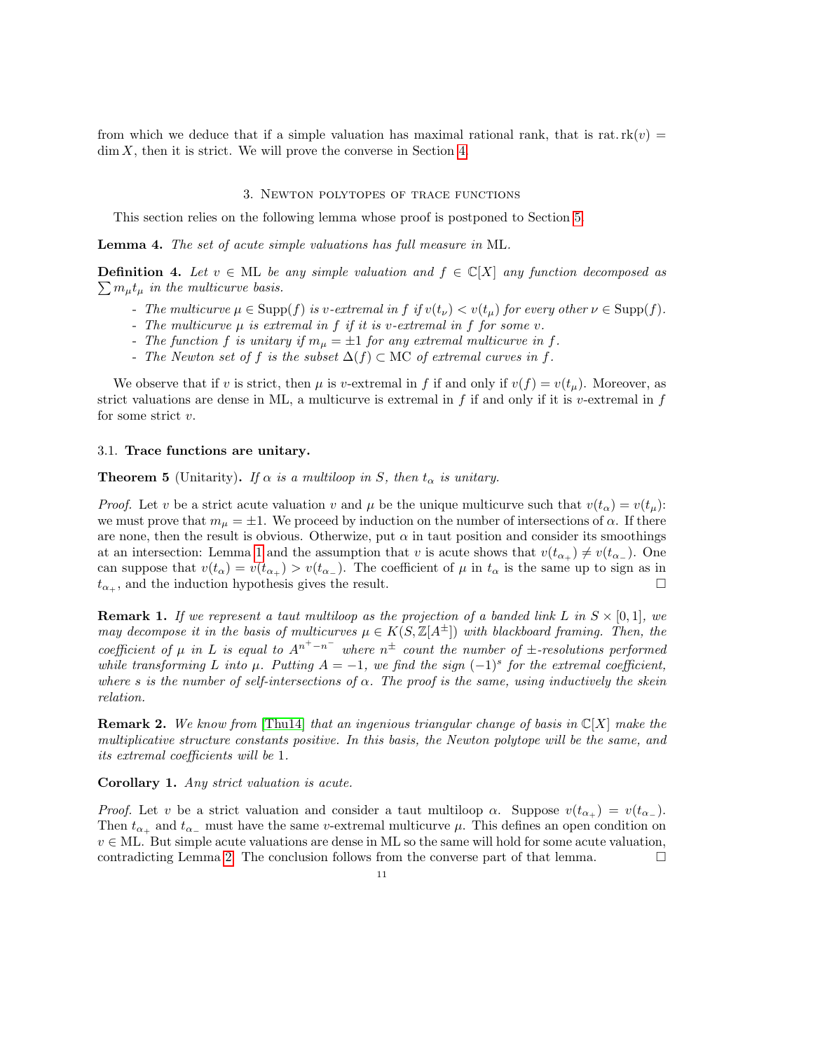from which we deduce that if a simple valuation has maximal rational rank, that is $\mathrm{rat.rk}(v) = \dim X$, then it is strict. We will prove the converse in Section 4.

## 3. Newton polytopes of trace functions

This section relies on the following lemma whose proof is postponed to Section 5.

**Lemma 4.** *The set of acute simple valuations has full measure in* ML.

**Definition 4.** *Let $v \in \mathrm{ML}$ be any simple valuation and $f \in \mathbb{C}[X]$ any function decomposed as $\sum m_\mu t_\mu$ in the multicurve basis.*

- *The multicurve $\mu \in \mathrm{Supp}(f)$ is $v$-extremal in $f$ if $v(t_\nu) < v(t_\mu)$ for every other $\nu \in \mathrm{Supp}(f)$.*
- *The multicurve $\mu$ is extremal in $f$ if it is $v$-extremal in $f$ for some $v$.*
- *The function $f$ is unitary if $m_\mu = \pm 1$ for any extremal multicurve in $f$.*
- *The Newton set of $f$ is the subset $\Delta(f) \subset \mathrm{MC}$ of extremal curves in $f$.*

We observe that if $v$ is strict, then $\mu$ is $v$-extremal in $f$ if and only if $v(f) = v(t_\mu)$. Moreover, as strict valuations are dense in ML, a multicurve is extremal in $f$ if and only if it is $v$-extremal in $f$ for some strict $v$.

### 3.1. Trace functions are unitary.

**Theorem 5** (Unitarity)**.** *If $\alpha$ is a multiloop in $S$, then $t_\alpha$ is unitary.*

*Proof.* Let $v$ be a strict acute valuation $v$ and $\mu$ be the unique multicurve such that $v(t_\alpha) = v(t_\mu)$: we must prove that $m_\mu = \pm 1$. We proceed by induction on the number of intersections of $\alpha$. If there are none, then the result is obvious. Otherwize, put $\alpha$ in taut position and consider its smoothings at an intersection: Lemma 1 and the assumption that $v$ is acute shows that $v(t_{\alpha_+}) \neq v(t_{\alpha_-})$. One can suppose that $v(t_\alpha) = v(t_{\alpha_+}) > v(t_{\alpha_-})$. The coefficient of $\mu$ in $t_\alpha$ is the same up to sign as in $t_{\alpha_+}$, and the induction hypothesis gives the result. □

**Remark 1.** *If we represent a taut multiloop as the projection of a banded link $L$ in $S \times [0, 1]$, we may decompose it in the basis of multicurves $\mu \in K(S, \mathbb{Z}[A^{\pm}])$ with blackboard framing. Then, the coefficient of $\mu$ in $L$ is equal to $A^{n^+ - n^-}$ where $n^{\pm}$ count the number of $\pm$-resolutions performed while transforming $L$ into $\mu$. Putting $A = -1$, we find the sign $(-1)^s$ for the extremal coefficient, where $s$ is the number of self-intersections of $\alpha$. The proof is the same, using inductively the skein relation.*

**Remark 2.** *We know from [Thu14] that an ingenious triangular change of basis in $\mathbb{C}[X]$ make the multiplicative structure constants positive. In this basis, the Newton polytope will be the same, and its extremal coefficients will be* 1.

**Corollary 1.** *Any strict valuation is acute.*

*Proof.* Let $v$ be a strict valuation and consider a taut multiloop $\alpha$. Suppose $v(t_{\alpha_+}) = v(t_{\alpha_-})$. Then $t_{\alpha_+}$ and $t_{\alpha_-}$ must have the same $v$-extremal multicurve $\mu$. This defines an open condition on $v \in \mathrm{ML}$. But simple acute valuations are dense in ML so the same will hold for some acute valuation, contradicting Lemma 2. The conclusion follows from the converse part of that lemma. □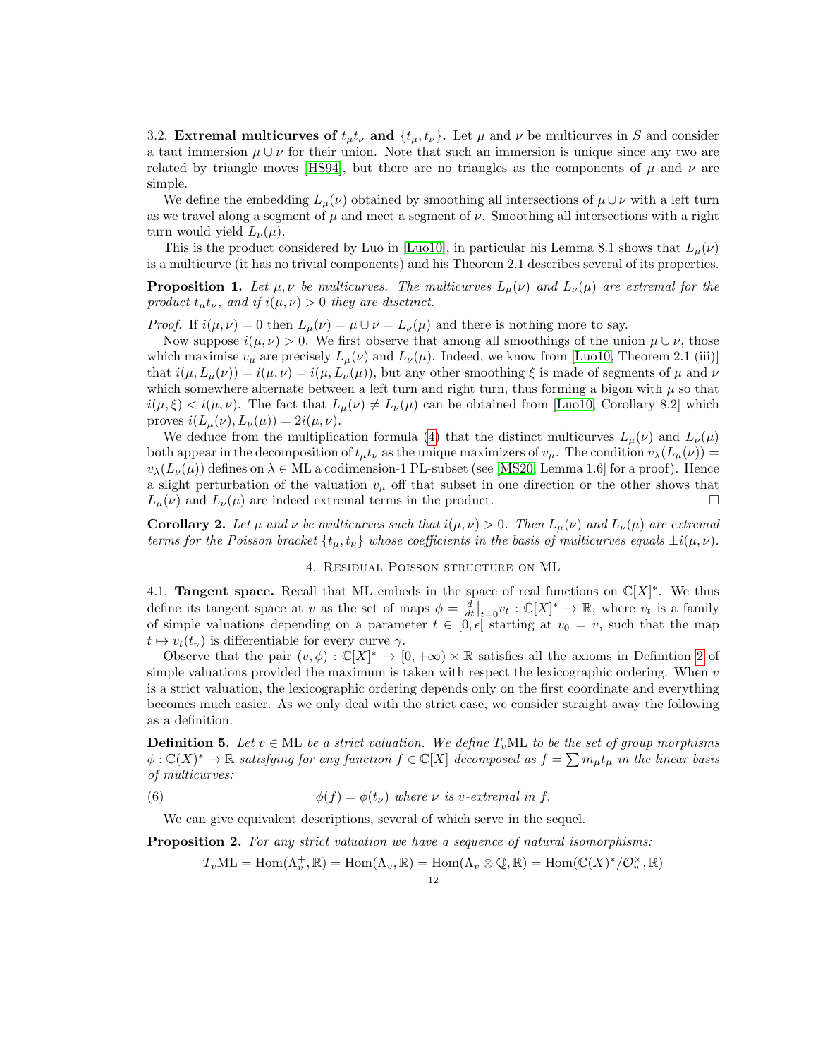3.2. **Extremal multicurves of $t_\mu t_\nu$ and $\{t_\mu, t_\nu\}$.** Let $\mu$ and $\nu$ be multicurves in $S$ and consider a taut immersion $\mu \cup \nu$ for their union. Note that such an immersion is unique since any two are related by triangle moves [HS94], but there are no triangles as the components of $\mu$ and $\nu$ are simple.

We define the embedding $L_\mu(\nu)$ obtained by smoothing all intersections of $\mu \cup \nu$ with a left turn as we travel along a segment of $\mu$ and meet a segment of $\nu$. Smoothing all intersections with a right turn would yield $L_\nu(\mu)$.

This is the product considered by Luo in [Luo10], in particular his Lemma 8.1 shows that $L_\mu(\nu)$ is a multicurve (it has no trivial components) and his Theorem 2.1 describes several of its properties.

**Proposition 1.** *Let $\mu, \nu$ be multicurves. The multicurves $L_\mu(\nu)$ and $L_\nu(\mu)$ are extremal for the product $t_\mu t_\nu$, and if $i(\mu, \nu) > 0$ they are disctinct.*

*Proof.* If $i(\mu, \nu) = 0$ then $L_\mu(\nu) = \mu \cup \nu = L_\nu(\mu)$ and there is nothing more to say.

Now suppose $i(\mu, \nu) > 0$. We first observe that among all smoothings of the union $\mu \cup \nu$, those which maximise $v_\mu$ are precisely $L_\mu(\nu)$ and $L_\nu(\mu)$. Indeed, we know from [Luo10, Theorem 2.1 (iii)] that $i(\mu, L_\mu(\nu)) = i(\mu, \nu) = i(\mu, L_\nu(\mu))$, but any other smoothing $\xi$ is made of segments of $\mu$ and $\nu$ which somewhere alternate between a left turn and right turn, thus forming a bigon with $\mu$ so that $i(\mu, \xi) < i(\mu, \nu)$. The fact that $L_\mu(\nu) \neq L_\nu(\mu)$ can be obtained from [Luo10, Corollary 8.2] which proves $i(L_\mu(\nu), L_\nu(\mu)) = 2i(\mu, \nu)$.

We deduce from the multiplication formula (4) that the distinct multicurves $L_\mu(\nu)$ and $L_\nu(\mu)$ both appear in the decomposition of $t_\mu t_\nu$ as the unique maximizers of $v_\mu$. The condition $v_\lambda(L_\mu(\nu)) = v_\lambda(L_\nu(\mu))$ defines on $\lambda \in \mathrm{ML}$ a codimension-1 PL-subset (see [MS20, Lemma 1.6] for a proof). Hence a slight perturbation of the valuation $v_\mu$ off that subset in one direction or the other shows that $L_\mu(\nu)$ and $L_\nu(\mu)$ are indeed extremal terms in the product. □

**Corollary 2.** *Let $\mu$ and $\nu$ be multicurves such that $i(\mu, \nu) > 0$. Then $L_\mu(\nu)$ and $L_\nu(\mu)$ are extremal terms for the Poisson bracket $\{t_\mu, t_\nu\}$ whose coefficients in the basis of multicurves equals $\pm i(\mu, \nu)$.*

## 4. Residual Poisson structure on ML

4.1. **Tangent space.** Recall that ML embeds in the space of real functions on $\mathbb{C}[X]^*$. We thus define its tangent space at $v$ as the set of maps $\phi = \frac{d}{dt}\big|_{t=0} v_t : \mathbb{C}[X]^* \to \mathbb{R}$, where $v_t$ is a family of simple valuations depending on a parameter $t \in [0, \epsilon[$ starting at $v_0 = v$, such that the map $t \mapsto v_t(t_\gamma)$ is differentiable for every curve $\gamma$.

Observe that the pair $(v, \phi) : \mathbb{C}[X]^* \to [0, +\infty) \times \mathbb{R}$ satisfies all the axioms in Definition 2 of simple valuations provided the maximum is taken with respect the lexicographic ordering. When $v$ is a strict valuation, the lexicographic ordering depends only on the first coordinate and everything becomes much easier. As we only deal with the strict case, we consider straight away the following as a definition.

**Definition 5.** *Let $v \in \mathrm{ML}$ be a strict valuation. We define $T_v\mathrm{ML}$ to be the set of group morphisms $\phi : \mathbb{C}(X)^* \to \mathbb{R}$ satisfying for any function $f \in \mathbb{C}[X]$ decomposed as $f = \sum m_\mu t_\mu$ in the linear basis of multicurves:*

$$\phi(f) = \phi(t_\nu) \text{ where } \nu \text{ is } v\text{-extremal in } f. \tag{6}$$

We can give equivalent descriptions, several of which serve in the sequel.

**Proposition 2.** *For any strict valuation we have a sequence of natural isomorphisms:*

$$T_v\mathrm{ML} = \mathrm{Hom}(\Lambda_v^+, \mathbb{R}) = \mathrm{Hom}(\Lambda_v, \mathbb{R}) = \mathrm{Hom}(\Lambda_v \otimes \mathbb{Q}, \mathbb{R}) = \mathrm{Hom}(\mathbb{C}(X)^*/\mathcal{O}_v^\times, \mathbb{R})$$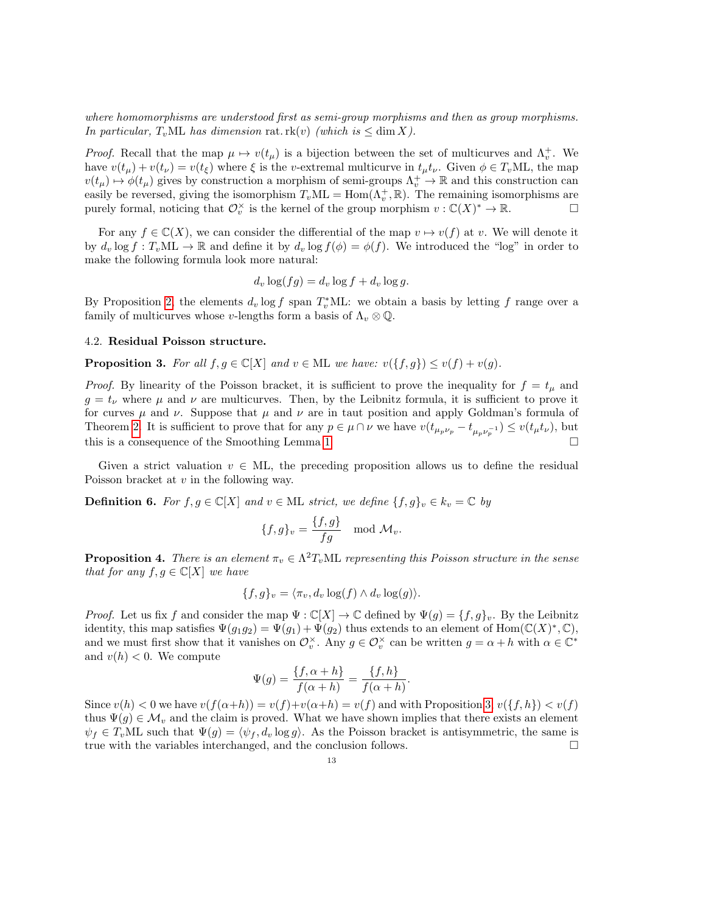*where homomorphisms are understood first as semi-group morphisms and then as group morphisms. In particular,* $T_v\mathrm{ML}$ *has dimension* $\mathrm{rat.rk}(v)$ *(which is* $\leq \dim X$*).*

*Proof.* Recall that the map $\mu \mapsto v(t_\mu)$ is a bijection between the set of multicurves and $\Lambda_v^+$. We have $v(t_\mu) + v(t_\nu) = v(t_\xi)$ where $\xi$ is the $v$-extremal multicurve in $t_\mu t_\nu$. Given $\phi \in T_v\mathrm{ML}$, the map $v(t_\mu) \mapsto \phi(t_\mu)$ gives by construction a morphism of semi-groups $\Lambda_v^+ \to \mathbb{R}$ and this construction can easily be reversed, giving the isomorphism $T_v\mathrm{ML} = \mathrm{Hom}(\Lambda_v^+, \mathbb{R})$. The remaining isomorphisms are purely formal, noticing that $\mathcal{O}_v^\times$ is the kernel of the group morphism $v : \mathbb{C}(X)^* \to \mathbb{R}$. $\square$

For any $f \in \mathbb{C}(X)$, we can consider the differential of the map $v \mapsto v(f)$ at $v$. We will denote it by $d_v \log f : T_v\mathrm{ML} \to \mathbb{R}$ and define it by $d_v \log f(\phi) = \phi(f)$. We introduced the "log" in order to make the following formula look more natural:

$$d_v \log(fg) = d_v \log f + d_v \log g.$$

By Proposition 2, the elements $d_v \log f$ span $T_v^*\mathrm{ML}$: we obtain a basis by letting $f$ range over a family of multicurves whose $v$-lengths form a basis of $\Lambda_v \otimes \mathbb{Q}$.

### 4.2. Residual Poisson structure.

**Proposition 3.** *For all* $f, g \in \mathbb{C}[X]$ *and* $v \in \mathrm{ML}$ *we have:* $v(\{f, g\}) \leq v(f) + v(g)$.

*Proof.* By linearity of the Poisson bracket, it is sufficient to prove the inequality for $f = t_\mu$ and $g = t_\nu$ where $\mu$ and $\nu$ are multicurves. Then, by the Leibnitz formula, it is sufficient to prove it for curves $\mu$ and $\nu$. Suppose that $\mu$ and $\nu$ are in taut position and apply Goldman's formula of Theorem 2. It is sufficient to prove that for any $p \in \mu \cap \nu$ we have $v(t_{\mu_p \nu_p} - t_{\mu_p \nu_p^{-1}}) \leq v(t_\mu t_\nu)$, but this is a consequence of the Smoothing Lemma 1. $\square$

Given a strict valuation $v \in \mathrm{ML}$, the preceding proposition allows us to define the residual Poisson bracket at $v$ in the following way.

**Definition 6.** *For* $f, g \in \mathbb{C}[X]$ *and* $v \in \mathrm{ML}$ *strict, we define* $\{f, g\}_v \in k_v = \mathbb{C}$ *by*

$$\{f, g\}_v = \frac{\{f, g\}}{fg} \mod \mathcal{M}_v.$$

**Proposition 4.** *There is an element* $\pi_v \in \Lambda^2 T_v\mathrm{ML}$ *representing this Poisson structure in the sense that for any* $f, g \in \mathbb{C}[X]$ *we have*

$$\{f, g\}_v = \langle \pi_v, d_v \log(f) \wedge d_v \log(g) \rangle.$$

*Proof.* Let us fix $f$ and consider the map $\Psi : \mathbb{C}[X] \to \mathbb{C}$ defined by $\Psi(g) = \{f, g\}_v$. By the Leibnitz identity, this map satisfies $\Psi(g_1 g_2) = \Psi(g_1) + \Psi(g_2)$ thus extends to an element of $\mathrm{Hom}(\mathbb{C}(X)^*, \mathbb{C})$, and we must first show that it vanishes on $\mathcal{O}_v^\times$. Any $g \in \mathcal{O}_v^\times$ can be written $g = \alpha + h$ with $\alpha \in \mathbb{C}^*$ and $v(h) < 0$. We compute

$$\Psi(g) = \frac{\{f, \alpha + h\}}{f(\alpha + h)} = \frac{\{f, h\}}{f(\alpha + h)}.$$

Since $v(h) < 0$ we have $v(f(\alpha + h)) = v(f) + v(\alpha + h) = v(f)$ and with Proposition 3, $v(\{f, h\}) < v(f)$ thus $\Psi(g) \in \mathcal{M}_v$ and the claim is proved. What we have shown implies that there exists an element $\psi_f \in T_v\mathrm{ML}$ such that $\Psi(g) = \langle \psi_f, d_v \log g \rangle$. As the Poisson bracket is antisymmetric, the same is true with the variables interchanged, and the conclusion follows. $\square$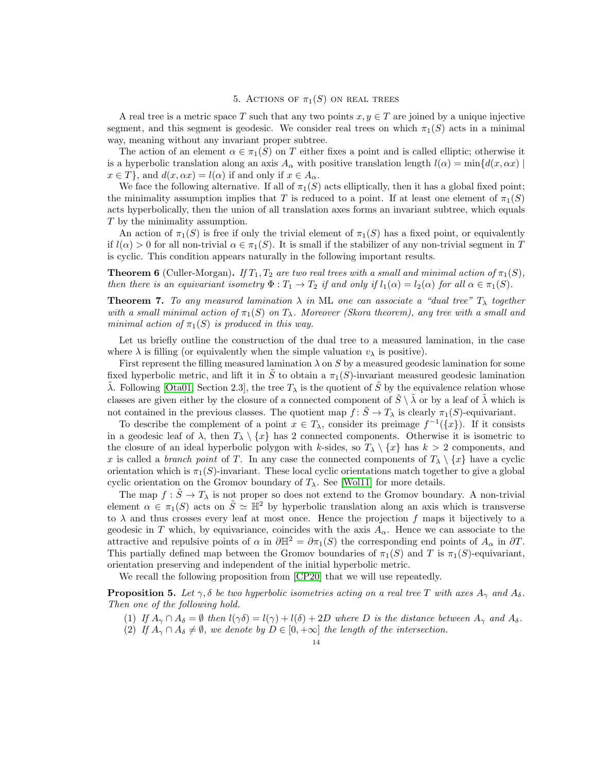## 5. Actions of $\pi_1(S)$ on real trees

A real tree is a metric space $T$ such that any two points $x, y \in T$ are joined by a unique injective segment, and this segment is geodesic. We consider real trees on which $\pi_1(S)$ acts in a minimal way, meaning without any invariant proper subtree.

The action of an element $\alpha \in \pi_1(S)$ on $T$ either fixes a point and is called elliptic; otherwise it is a hyperbolic translation along an axis $A_\alpha$ with positive translation length $l(\alpha) = \min\{d(x, \alpha x) \mid x \in T\}$, and $d(x, \alpha x) = l(\alpha)$ if and only if $x \in A_\alpha$.

We face the following alternative. If all of $\pi_1(S)$ acts elliptically, then it has a global fixed point; the minimality assumption implies that $T$ is reduced to a point. If at least one element of $\pi_1(S)$ acts hyperbolically, then the union of all translation axes forms an invariant subtree, which equals $T$ by the minimality assumption.

An action of $\pi_1(S)$ is free if only the trivial element of $\pi_1(S)$ has a fixed point, or equivalently if $l(\alpha) > 0$ for all non-trivial $\alpha \in \pi_1(S)$. It is small if the stabilizer of any non-trivial segment in $T$ is cyclic. This condition appears naturally in the following important results.

**Theorem 6** (Culler-Morgan)**.** *If $T_1, T_2$ are two real trees with a small and minimal action of $\pi_1(S)$, then there is an equivariant isometry $\Phi : T_1 \to T_2$ if and only if $l_1(\alpha) = l_2(\alpha)$ for all $\alpha \in \pi_1(S)$.*

**Theorem 7.** *To any measured lamination $\lambda$ in* ML *one can associate a "dual tree" $T_\lambda$ together with a small minimal action of $\pi_1(S)$ on $T_\lambda$. Moreover (Skora theorem), any tree with a small and minimal action of $\pi_1(S)$ is produced in this way.*

Let us briefly outline the construction of the dual tree to a measured lamination, in the case where $\lambda$ is filling (or equivalently when the simple valuation $v_\lambda$ is positive).

First represent the filling measured lamination $\lambda$ on $S$ by a measured geodesic lamination for some fixed hyperbolic metric, and lift it in $\tilde{S}$ to obtain a $\pi_1(S)$-invariant measured geodesic lamination $\tilde{\lambda}$. Following [Ota01, Section 2.3], the tree $T_\lambda$ is the quotient of $\tilde{S}$ by the equivalence relation whose classes are given either by the closure of a connected component of $\tilde{S} \setminus \tilde{\lambda}$ or by a leaf of $\tilde{\lambda}$ which is not contained in the previous classes. The quotient map $f \colon \tilde{S} \to T_\lambda$ is clearly $\pi_1(S)$-equivariant.

To describe the complement of a point $x \in T_\lambda$, consider its preimage $f^{-1}(\{x\})$. If it consists in a geodesic leaf of $\lambda$, then $T_\lambda \setminus \{x\}$ has 2 connected components. Otherwise it is isometric to the closure of an ideal hyperbolic polygon with $k$-sides, so $T_\lambda \setminus \{x\}$ has $k > 2$ components, and $x$ is called a *branch point* of $T$. In any case the connected components of $T_\lambda \setminus \{x\}$ have a cyclic orientation which is $\pi_1(S)$-invariant. These local cyclic orientations match together to give a global cyclic orientation on the Gromov boundary of $T_\lambda$. See [Wol11] for more details.

The map $f : \tilde{S} \to T_\lambda$ is not proper so does not extend to the Gromov boundary. A non-trivial element $\alpha \in \pi_1(S)$ acts on $\tilde{S} \simeq \mathbb{H}^2$ by hyperbolic translation along an axis which is transverse to $\lambda$ and thus crosses every leaf at most once. Hence the projection $f$ maps it bijectively to a geodesic in $T$ which, by equivariance, coincides with the axis $A_\alpha$. Hence we can associate to the attractive and repulsive points of $\alpha$ in $\partial\mathbb{H}^2 = \partial\pi_1(S)$ the corresponding end points of $A_\alpha$ in $\partial T$. This partially defined map between the Gromov boundaries of $\pi_1(S)$ and $T$ is $\pi_1(S)$-equivariant, orientation preserving and independent of the initial hyperbolic metric.

We recall the following proposition from [CP20] that we will use repeatedly.

**Proposition 5.** *Let $\gamma, \delta$ be two hyperbolic isometries acting on a real tree $T$ with axes $A_\gamma$ and $A_\delta$. Then one of the following hold.*

1. *If $A_\gamma \cap A_\delta = \emptyset$ then $l(\gamma\delta) = l(\gamma) + l(\delta) + 2D$ where $D$ is the distance between $A_\gamma$ and $A_\delta$.*
2. *If $A_\gamma \cap A_\delta \neq \emptyset$, we denote by $D \in [0, +\infty]$ the length of the intersection.*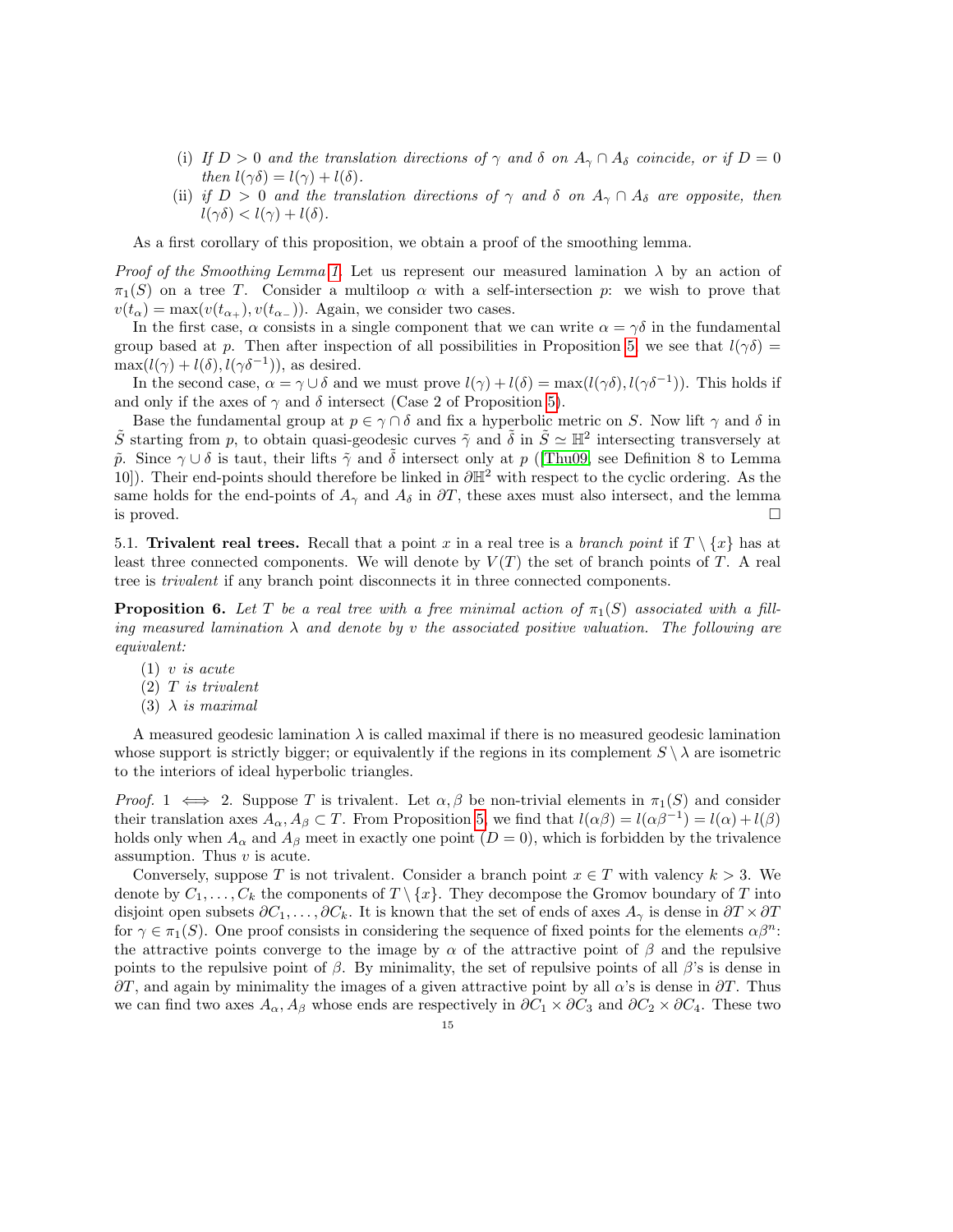(i) *If $D > 0$ and the translation directions of $\gamma$ and $\delta$ on $A_\gamma \cap A_\delta$ coincide, or if $D = 0$ then $l(\gamma\delta) = l(\gamma) + l(\delta)$.*

(ii) *if $D > 0$ and the translation directions of $\gamma$ and $\delta$ on $A_\gamma \cap A_\delta$ are opposite, then $l(\gamma\delta) < l(\gamma) + l(\delta)$.*

As a first corollary of this proposition, we obtain a proof of the smoothing lemma.

*Proof of the Smoothing Lemma 1.* Let us represent our measured lamination $\lambda$ by an action of $\pi_1(S)$ on a tree $T$. Consider a multiloop $\alpha$ with a self-intersection $p$: we wish to prove that $v(t_\alpha) = \max(v(t_{\alpha_+}), v(t_{\alpha_-}))$. Again, we consider two cases.

In the first case, $\alpha$ consists in a single component that we can write $\alpha = \gamma\delta$ in the fundamental group based at $p$. Then after inspection of all possibilities in Proposition 5, we see that $l(\gamma\delta) = \max(l(\gamma) + l(\delta), l(\gamma\delta^{-1}))$, as desired.

In the second case, $\alpha = \gamma \cup \delta$ and we must prove $l(\gamma) + l(\delta) = \max(l(\gamma\delta), l(\gamma\delta^{-1}))$. This holds if and only if the axes of $\gamma$ and $\delta$ intersect (Case 2 of Proposition 5).

Base the fundamental group at $p \in \gamma \cap \delta$ and fix a hyperbolic metric on $S$. Now lift $\gamma$ and $\delta$ in $\tilde{S}$ starting from $p$, to obtain quasi-geodesic curves $\tilde{\gamma}$ and $\tilde{\delta}$ in $\tilde{S} \simeq \mathbb{H}^2$ intersecting transversely at $\tilde{p}$. Since $\gamma \cup \delta$ is taut, their lifts $\tilde{\gamma}$ and $\tilde{\delta}$ intersect only at $p$ ([Thu09, see Definition 8 to Lemma 10]). Their end-points should therefore be linked in $\partial\mathbb{H}^2$ with respect to the cyclic ordering. As the same holds for the end-points of $A_\gamma$ and $A_\delta$ in $\partial T$, these axes must also intersect, and the lemma is proved. □

## 5.1. Trivalent real trees.

Recall that a point $x$ in a real tree is a *branch point* if $T \setminus \{x\}$ has at least three connected components. We will denote by $V(T)$ the set of branch points of $T$. A real tree is *trivalent* if any branch point disconnects it in three connected components.

**Proposition 6.** *Let $T$ be a real tree with a free minimal action of $\pi_1(S)$ associated with a filling measured lamination $\lambda$ and denote by $v$ the associated positive valuation. The following are equivalent:*

1. *$v$ is acute*
2. *$T$ is trivalent*
3. *$\lambda$ is maximal*

A measured geodesic lamination $\lambda$ is called maximal if there is no measured geodesic lamination whose support is strictly bigger; or equivalently if the regions in its complement $S \setminus \lambda$ are isometric to the interiors of ideal hyperbolic triangles.

*Proof.* $1 \iff 2$. Suppose $T$ is trivalent. Let $\alpha, \beta$ be non-trivial elements in $\pi_1(S)$ and consider their translation axes $A_\alpha, A_\beta \subset T$. From Proposition 5, we find that $l(\alpha\beta) = l(\alpha\beta^{-1}) = l(\alpha) + l(\beta)$ holds only when $A_\alpha$ and $A_\beta$ meet in exactly one point ($D = 0$), which is forbidden by the trivalence assumption. Thus $v$ is acute.

Conversely, suppose $T$ is not trivalent. Consider a branch point $x \in T$ with valency $k > 3$. We denote by $C_1, \ldots, C_k$ the components of $T \setminus \{x\}$. They decompose the Gromov boundary of $T$ into disjoint open subsets $\partial C_1, \ldots, \partial C_k$. It is known that the set of ends of axes $A_\gamma$ is dense in $\partial T \times \partial T$ for $\gamma \in \pi_1(S)$. One proof consists in considering the sequence of fixed points for the elements $\alpha\beta^n$: the attractive points converge to the image by $\alpha$ of the attractive point of $\beta$ and the repulsive points to the repulsive point of $\beta$. By minimality, the set of repulsive points of all $\beta$'s is dense in $\partial T$, and again by minimality the images of a given attractive point by all $\alpha$'s is dense in $\partial T$. Thus we can find two axes $A_\alpha, A_\beta$ whose ends are respectively in $\partial C_1 \times \partial C_3$ and $\partial C_2 \times \partial C_4$. These two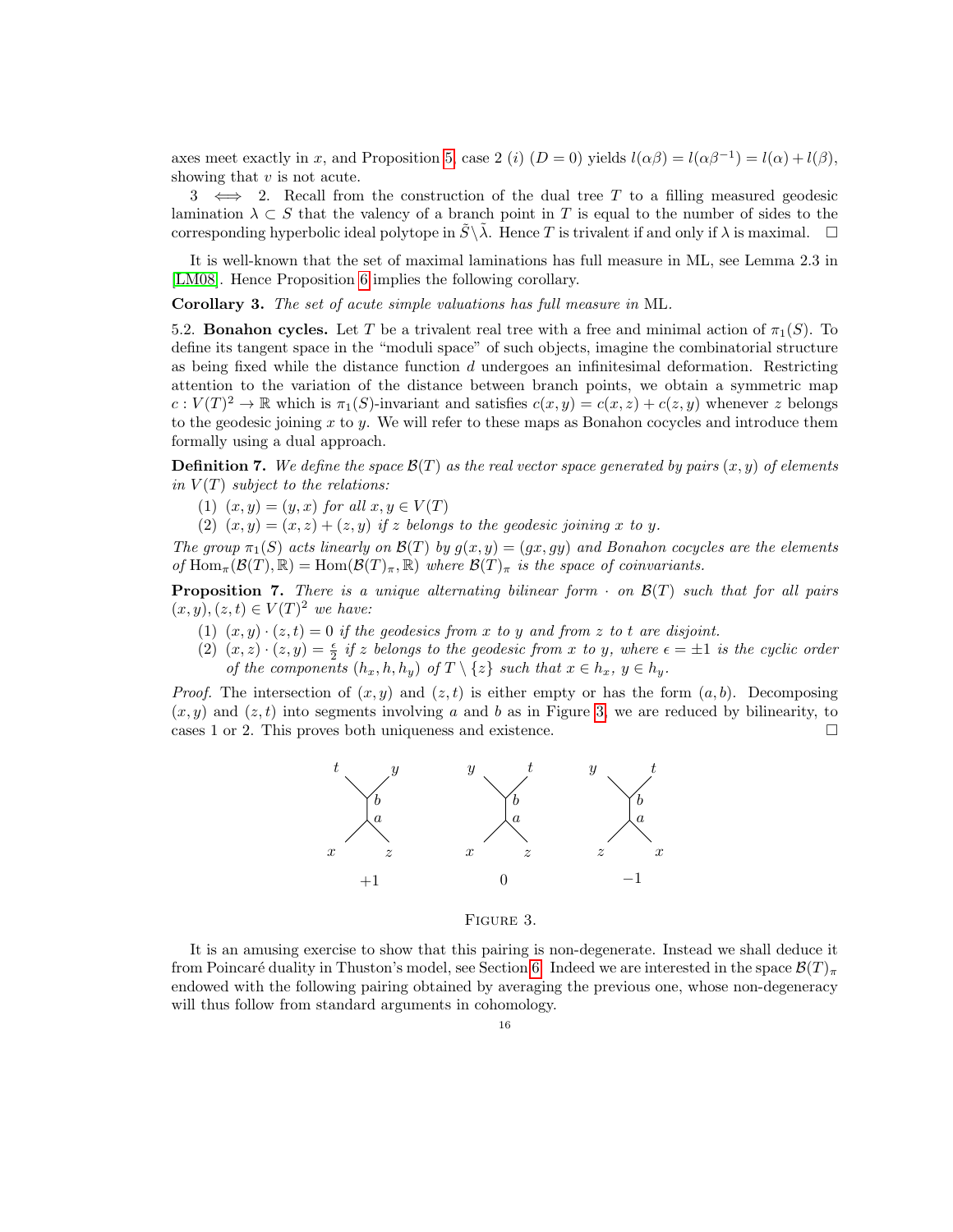axes meet exactly in $x$, and Proposition 5, case 2 (i) ($D = 0$) yields $l(\alpha\beta) = l(\alpha\beta^{-1}) = l(\alpha) + l(\beta)$, showing that $v$ is not acute.

3 $\iff$ 2. Recall from the construction of the dual tree $T$ to a filling measured geodesic lamination $\lambda \subset S$ that the valency of a branch point in $T$ is equal to the number of sides to the corresponding hyperbolic ideal polytope in $\tilde{S}\backslash\tilde{\lambda}$. Hence $T$ is trivalent if and only if $\lambda$ is maximal. $\square$

It is well-known that the set of maximal laminations has full measure in ML, see Lemma 2.3 in [LM08]. Hence Proposition 6 implies the following corollary.

**Corollary 3.** *The set of acute simple valuations has full measure in* ML*.*

5.2. **Bonahon cycles.** Let $T$ be a trivalent real tree with a free and minimal action of $\pi_1(S)$. To define its tangent space in the "moduli space" of such objects, imagine the combinatorial structure as being fixed while the distance function $d$ undergoes an infinitesimal deformation. Restricting attention to the variation of the distance between branch points, we obtain a symmetric map $c : V(T)^2 \to \mathbb{R}$ which is $\pi_1(S)$-invariant and satisfies $c(x, y) = c(x, z) + c(z, y)$ whenever $z$ belongs to the geodesic joining $x$ to $y$. We will refer to these maps as Bonahon cocycles and introduce them formally using a dual approach.

**Definition 7.** *We define the space $\mathcal{B}(T)$ as the real vector space generated by pairs $(x, y)$ of elements in $V(T)$ subject to the relations:*

1. *$(x, y) = (y, x)$ for all $x, y \in V(T)$*
2. *$(x, y) = (x, z) + (z, y)$ if $z$ belongs to the geodesic joining $x$ to $y$.*

*The group $\pi_1(S)$ acts linearly on $\mathcal{B}(T)$ by $g(x, y) = (gx, gy)$ and Bonahon cocycles are the elements of $\mathrm{Hom}_\pi(\mathcal{B}(T), \mathbb{R}) = \mathrm{Hom}(\mathcal{B}(T)_\pi, \mathbb{R})$ where $\mathcal{B}(T)_\pi$ is the space of coinvariants.*

**Proposition 7.** *There is a unique alternating bilinear form $\cdot$ on $\mathcal{B}(T)$ such that for all pairs $(x, y), (z, t) \in V(T)^2$ we have:*

1. *$(x, y) \cdot (z, t) = 0$ if the geodesics from $x$ to $y$ and from $z$ to $t$ are disjoint.*
2. *$(x, z) \cdot (z, y) = \frac{\epsilon}{2}$ if $z$ belongs to the geodesic from $x$ to $y$, where $\epsilon = \pm 1$ is the cyclic order of the components $(h_x, h, h_y)$ of $T \setminus \{z\}$ such that $x \in h_x$, $y \in h_y$.*

*Proof.* The intersection of $(x, y)$ and $(z, t)$ is either empty or has the form $(a, b)$. Decomposing $(x, y)$ and $(z, t)$ into segments involving $a$ and $b$ as in Figure 3, we are reduced by bilinearity, to cases 1 or 2. This proves both uniqueness and existence. $\square$

Figure 3.

It is an amusing exercise to show that this pairing is non-degenerate. Instead we shall deduce it from Poincaré duality in Thuston's model, see Section 6. Indeed we are interested in the space $\mathcal{B}(T)_\pi$ endowed with the following pairing obtained by averaging the previous one, whose non-degeneracy will thus follow from standard arguments in cohomology.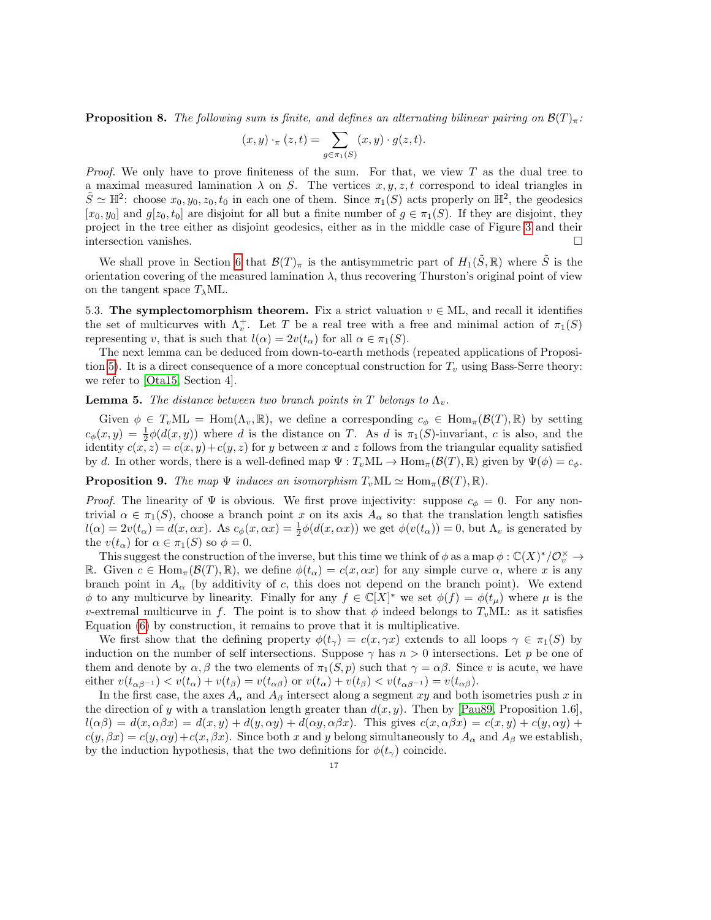**Proposition 8.** *The following sum is finite, and defines an alternating bilinear pairing on $\mathcal{B}(T)_\pi$:*

$$(x,y)\cdot_\pi (z,t) = \sum_{g\in\pi_1(S)} (x,y)\cdot g(z,t).$$

*Proof.* We only have to prove finiteness of the sum. For that, we view $T$ as the dual tree to a maximal measured lamination $\lambda$ on $S$. The vertices $x,y,z,t$ correspond to ideal triangles in $\tilde{S} \simeq \mathbb{H}^2$: choose $x_0, y_0, z_0, t_0$ in each one of them. Since $\pi_1(S)$ acts properly on $\mathbb{H}^2$, the geodesics $[x_0, y_0]$ and $g[z_0, t_0]$ are disjoint for all but a finite number of $g \in \pi_1(S)$. If they are disjoint, they project in the tree either as disjoint geodesics, either as in the middle case of Figure 3 and their intersection vanishes. □

We shall prove in Section 6 that $\mathcal{B}(T)_\pi$ is the antisymmetric part of $H_1(\tilde{S},\mathbb{R})$ where $\tilde{S}$ is the orientation covering of the measured lamination $\lambda$, thus recovering Thurston's original point of view on the tangent space $T_\lambda\mathrm{ML}$.

5.3. **The symplectomorphism theorem.** Fix a strict valuation $v \in \mathrm{ML}$, and recall it identifies the set of multicurves with $\Lambda_v^+$. Let $T$ be a real tree with a free and minimal action of $\pi_1(S)$ representing $v$, that is such that $l(\alpha) = 2v(t_\alpha)$ for all $\alpha \in \pi_1(S)$.

The next lemma can be deduced from down-to-earth methods (repeated applications of Proposition 5). It is a direct consequence of a more conceptual construction for $T_v$ using Bass-Serre theory: we refer to [Ota15, Section 4].

**Lemma 5.** *The distance between two branch points in $T$ belongs to $\Lambda_v$.*

Given $\phi \in T_v\mathrm{ML} = \mathrm{Hom}(\Lambda_v, \mathbb{R})$, we define a corresponding $c_\phi \in \mathrm{Hom}_\pi(\mathcal{B}(T),\mathbb{R})$ by setting $c_\phi(x,y) = \frac{1}{2}\phi(d(x,y))$ where $d$ is the distance on $T$. As $d$ is $\pi_1(S)$-invariant, $c$ is also, and the identity $c(x,z) = c(x,y)+c(y,z)$ for $y$ between $x$ and $z$ follows from the triangular equality satisfied by $d$. In other words, there is a well-defined map $\Psi : T_v\mathrm{ML} \to \mathrm{Hom}_\pi(\mathcal{B}(T),\mathbb{R})$ given by $\Psi(\phi) = c_\phi$.

**Proposition 9.** *The map $\Psi$ induces an isomorphism $T_v\mathrm{ML} \simeq \mathrm{Hom}_\pi(\mathcal{B}(T),\mathbb{R})$.*

*Proof.* The linearity of $\Psi$ is obvious. We first prove injectivity: suppose $c_\phi = 0$. For any non-trivial $\alpha \in \pi_1(S)$, choose a branch point $x$ on its axis $A_\alpha$ so that the translation length satisfies $l(\alpha) = 2v(t_\alpha) = d(x,\alpha x)$. As $c_\phi(x,\alpha x) = \frac{1}{2}\phi(d(x,\alpha x))$ we get $\phi(v(t_\alpha)) = 0$, but $\Lambda_v$ is generated by the $v(t_\alpha)$ for $\alpha \in \pi_1(S)$ so $\phi = 0$.

This suggest the construction of the inverse, but this time we think of $\phi$ as a map $\phi : \mathbb{C}(X)^*/\mathcal{O}_v^\times \to \mathbb{R}$. Given $c \in \mathrm{Hom}_\pi(\mathcal{B}(T),\mathbb{R})$, we define $\phi(t_\alpha) = c(x,\alpha x)$ for any simple curve $\alpha$, where $x$ is any branch point in $A_\alpha$ (by additivity of $c$, this does not depend on the branch point). We extend $\phi$ to any multicurve by linearity. Finally for any $f \in \mathbb{C}[X]^*$ we set $\phi(f) = \phi(t_\mu)$ where $\mu$ is the $v$-extremal multicurve in $f$. The point is to show that $\phi$ indeed belongs to $T_v\mathrm{ML}$: as it satisfies Equation (6) by construction, it remains to prove that it is multiplicative.

We first show that the defining property $\phi(t_\gamma) = c(x,\gamma x)$ extends to all loops $\gamma \in \pi_1(S)$ by induction on the number of self intersections. Suppose $\gamma$ has $n > 0$ intersections. Let $p$ be one of them and denote by $\alpha, \beta$ the two elements of $\pi_1(S,p)$ such that $\gamma = \alpha\beta$. Since $v$ is acute, we have either $v(t_{\alpha\beta^{-1}}) < v(t_\alpha) + v(t_\beta) = v(t_{\alpha\beta})$ or $v(t_\alpha) + v(t_\beta) < v(t_{\alpha\beta^{-1}}) = v(t_{\alpha\beta})$.

In the first case, the axes $A_\alpha$ and $A_\beta$ intersect along a segment $xy$ and both isometries push $x$ in the direction of $y$ with a translation length greater than $d(x,y)$. Then by [Pau89, Proposition 1.6], $l(\alpha\beta) = d(x,\alpha\beta x) = d(x,y) + d(y,\alpha y) + d(\alpha y, \alpha\beta x)$. This gives $c(x,\alpha\beta x) = c(x,y) + c(y,\alpha y) + c(y,\beta x) = c(y,\alpha y) + c(x,\beta x)$. Since both $x$ and $y$ belong simultaneously to $A_\alpha$ and $A_\beta$ we establish, by the induction hypothesis, that the two definitions for $\phi(t_\gamma)$ coincide.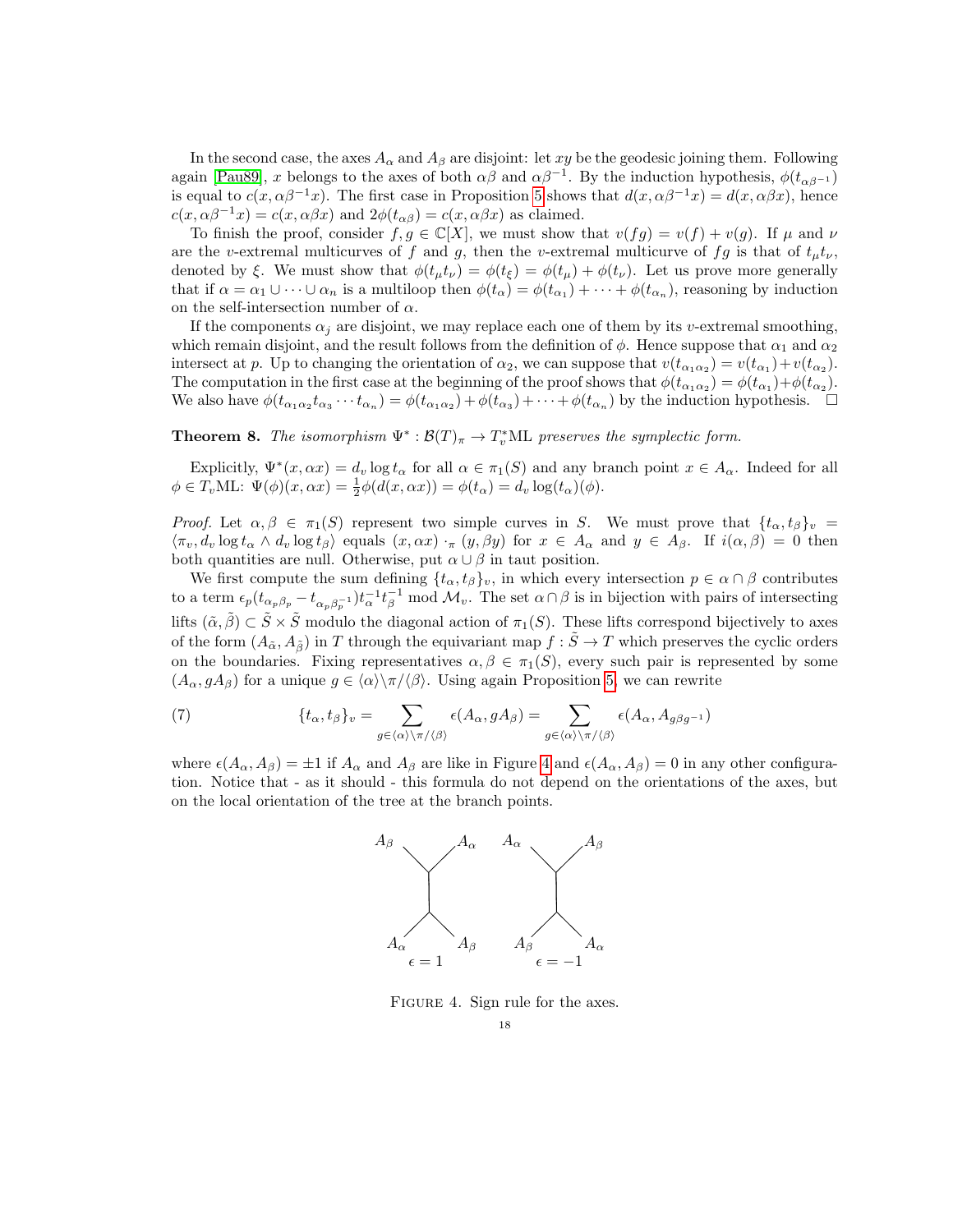In the second case, the axes $A_\alpha$ and $A_\beta$ are disjoint: let $xy$ be the geodesic joining them. Following again [Pau89], $x$ belongs to the axes of both $\alpha\beta$ and $\alpha\beta^{-1}$. By the induction hypothesis, $\phi(t_{\alpha\beta^{-1}})$ is equal to $c(x, \alpha\beta^{-1}x)$. The first case in Proposition 5 shows that $d(x, \alpha\beta^{-1}x) = d(x, \alpha\beta x)$, hence $c(x, \alpha\beta^{-1}x) = c(x, \alpha\beta x)$ and $2\phi(t_{\alpha\beta}) = c(x, \alpha\beta x)$ as claimed.

To finish the proof, consider $f, g \in \mathbb{C}[X]$, we must show that $v(fg) = v(f) + v(g)$. If $\mu$ and $\nu$ are the $v$-extremal multicurves of $f$ and $g$, then the $v$-extremal multicurve of $fg$ is that of $t_\mu t_\nu$, denoted by $\xi$. We must show that $\phi(t_\mu t_\nu) = \phi(t_\xi) = \phi(t_\mu) + \phi(t_\nu)$. Let us prove more generally that if $\alpha = \alpha_1 \cup \cdots \cup \alpha_n$ is a multiloop then $\phi(t_\alpha) = \phi(t_{\alpha_1}) + \cdots + \phi(t_{\alpha_n})$, reasoning by induction on the self-intersection number of $\alpha$.

If the components $\alpha_j$ are disjoint, we may replace each one of them by its $v$-extremal smoothing, which remain disjoint, and the result follows from the definition of $\phi$. Hence suppose that $\alpha_1$ and $\alpha_2$ intersect at $p$. Up to changing the orientation of $\alpha_2$, we can suppose that $v(t_{\alpha_1\alpha_2}) = v(t_{\alpha_1}) + v(t_{\alpha_2})$. The computation in the first case at the beginning of the proof shows that $\phi(t_{\alpha_1\alpha_2}) = \phi(t_{\alpha_1}) + \phi(t_{\alpha_2})$. We also have $\phi(t_{\alpha_1\alpha_2}t_{\alpha_3}\cdots t_{\alpha_n}) = \phi(t_{\alpha_1\alpha_2}) + \phi(t_{\alpha_3}) + \cdots + \phi(t_{\alpha_n})$ by the induction hypothesis. $\square$

**Theorem 8.** *The isomorphism $\Psi^* : \mathcal{B}(T)_\pi \to T_v^*\mathrm{ML}$ preserves the symplectic form.*

Explicitly, $\Psi^*(x, \alpha x) = d_v \log t_\alpha$ for all $\alpha \in \pi_1(S)$ and any branch point $x \in A_\alpha$. Indeed for all $\phi \in T_v\mathrm{ML}$: $\Psi(\phi)(x, \alpha x) = \frac{1}{2}\phi(d(x, \alpha x)) = \phi(t_\alpha) = d_v \log(t_\alpha)(\phi)$.

*Proof.* Let $\alpha, \beta \in \pi_1(S)$ represent two simple curves in $S$. We must prove that $\{t_\alpha, t_\beta\}_v = \langle \pi_v, d_v \log t_\alpha \wedge d_v \log t_\beta \rangle$ equals $(x, \alpha x) \cdot_\pi (y, \beta y)$ for $x \in A_\alpha$ and $y \in A_\beta$. If $i(\alpha, \beta) = 0$ then both quantities are null. Otherwise, put $\alpha \cup \beta$ in taut position.

We first compute the sum defining $\{t_\alpha, t_\beta\}_v$, in which every intersection $p \in \alpha \cap \beta$ contributes to a term $\epsilon_p(t_{\alpha_p\beta_p} - t_{\alpha_p\beta_p^{-1}})t_\alpha^{-1}t_\beta^{-1} \mod \mathcal{M}_v$. The set $\alpha \cap \beta$ is in bijection with pairs of intersecting lifts $(\tilde{\alpha}, \tilde{\beta}) \subset \tilde{S} \times \tilde{S}$ modulo the diagonal action of $\pi_1(S)$. These lifts correspond bijectively to axes of the form $(A_{\tilde{\alpha}}, A_{\tilde{\beta}})$ in $T$ through the equivariant map $f : \tilde{S} \to T$ which preserves the cyclic orders on the boundaries. Fixing representatives $\alpha, \beta \in \pi_1(S)$, every such pair is represented by some $(A_\alpha, gA_\beta)$ for a unique $g \in \langle\alpha\rangle\backslash\pi/\langle\beta\rangle$. Using again Proposition 5, we can rewrite

$$\{t_\alpha, t_\beta\}_v = \sum_{g \in \langle\alpha\rangle\backslash\pi/\langle\beta\rangle} \epsilon(A_\alpha, gA_\beta) = \sum_{g \in \langle\alpha\rangle\backslash\pi/\langle\beta\rangle} \epsilon(A_\alpha, A_{g\beta g^{-1}}) \tag{7}$$

where $\epsilon(A_\alpha, A_\beta) = \pm 1$ if $A_\alpha$ and $A_\beta$ are like in Figure 4 and $\epsilon(A_\alpha, A_\beta) = 0$ in any other configuration. Notice that - as it should - this formula do not depend on the orientations of the axes, but on the local orientation of the tree at the branch points.

FIGURE 4. Sign rule for the axes.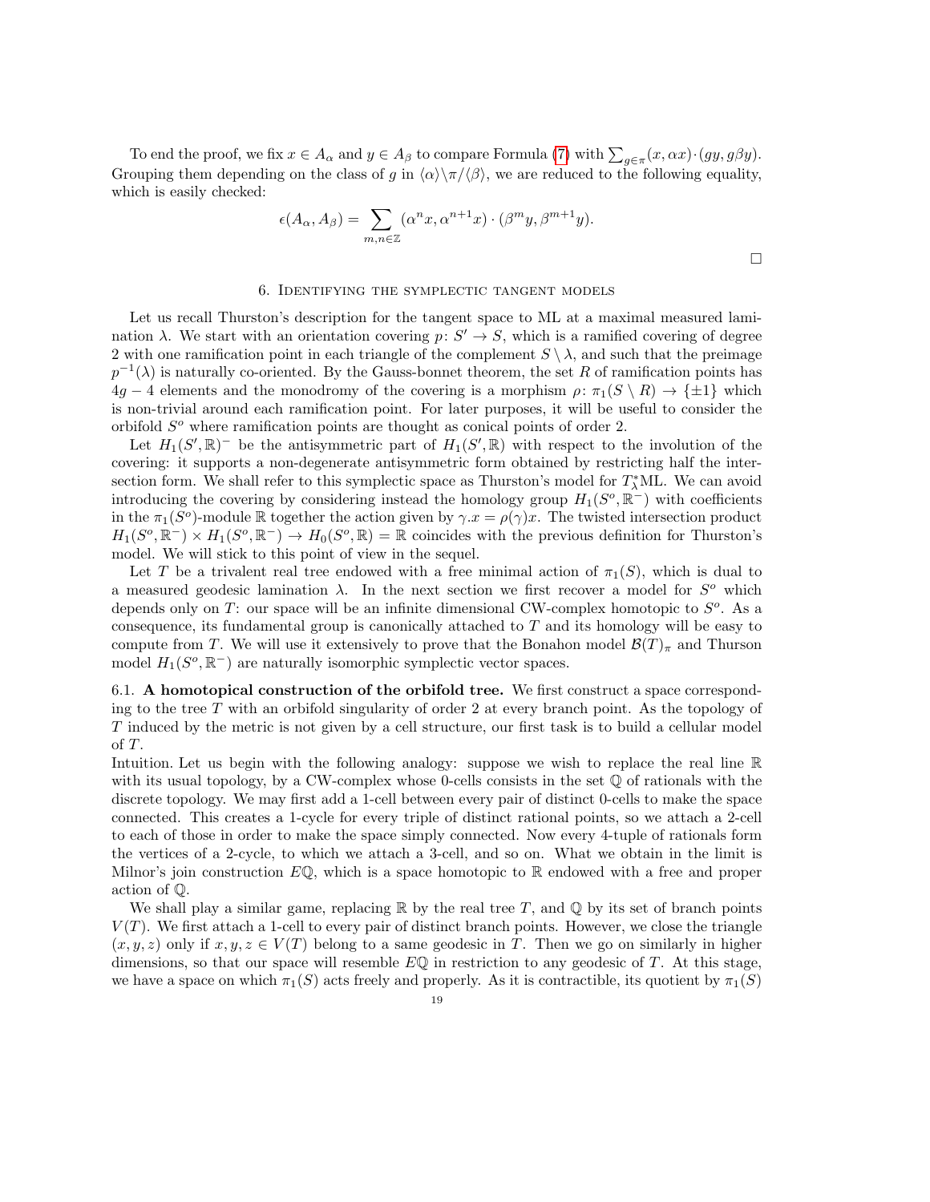To end the proof, we fix $x \in A_\alpha$ and $y \in A_\beta$ to compare Formula (7) with $\sum_{g\in\pi}(x, \alpha x)\cdot(gy, g\beta y)$. Grouping them depending on the class of $g$ in $\langle\alpha\rangle\backslash\pi/\langle\beta\rangle$, we are reduced to the following equality, which is easily checked:

$$\epsilon(A_\alpha, A_\beta) = \sum_{m,n\in\mathbb{Z}} (\alpha^n x, \alpha^{n+1}x)\cdot(\beta^m y, \beta^{m+1}y).$$

□

## 6. Identifying the symplectic tangent models

Let us recall Thurston's description for the tangent space to ML at a maximal measured lamination $\lambda$. We start with an orientation covering $p\colon S' \to S$, which is a ramified covering of degree 2 with one ramification point in each triangle of the complement $S \setminus \lambda$, and such that the preimage $p^{-1}(\lambda)$ is naturally co-oriented. By the Gauss-bonnet theorem, the set $R$ of ramification points has $4g-4$ elements and the monodromy of the covering is a morphism $\rho\colon \pi_1(S\setminus R) \to \{\pm 1\}$ which is non-trivial around each ramification point. For later purposes, it will be useful to consider the orbifold $S^o$ where ramification points are thought as conical points of order 2.

Let $H_1(S', \mathbb{R})^-$ be the antisymmetric part of $H_1(S', \mathbb{R})$ with respect to the involution of the covering: it supports a non-degenerate antisymmetric form obtained by restricting half the intersection form. We shall refer to this symplectic space as Thurston's model for $T^*_\lambda\mathrm{ML}$. We can avoid introducing the covering by considering instead the homology group $H_1(S^o, \mathbb{R}^-)$ with coefficients in the $\pi_1(S^o)$-module $\mathbb{R}$ together the action given by $\gamma.x = \rho(\gamma)x$. The twisted intersection product $H_1(S^o, \mathbb{R}^-) \times H_1(S^o, \mathbb{R}^-) \to H_0(S^o, \mathbb{R}) = \mathbb{R}$ coincides with the previous definition for Thurston's model. We will stick to this point of view in the sequel.

Let $T$ be a trivalent real tree endowed with a free minimal action of $\pi_1(S)$, which is dual to a measured geodesic lamination $\lambda$. In the next section we first recover a model for $S^o$ which depends only on $T$: our space will be an infinite dimensional CW-complex homotopic to $S^o$. As a consequence, its fundamental group is canonically attached to $T$ and its homology will be easy to compute from $T$. We will use it extensively to prove that the Bonahon model $\mathcal{B}(T)_\pi$ and Thurson model $H_1(S^o, \mathbb{R}^-)$ are naturally isomorphic symplectic vector spaces.

**6.1. A homotopical construction of the orbifold tree.** We first construct a space corresponding to the tree $T$ with an orbifold singularity of order 2 at every branch point. As the topology of $T$ induced by the metric is not given by a cell structure, our first task is to build a cellular model of $T$.

Intuition. Let us begin with the following analogy: suppose we wish to replace the real line $\mathbb{R}$ with its usual topology, by a CW-complex whose 0-cells consists in the set $\mathbb{Q}$ of rationals with the discrete topology. We may first add a 1-cell between every pair of distinct 0-cells to make the space connected. This creates a 1-cycle for every triple of distinct rational points, so we attach a 2-cell to each of those in order to make the space simply connected. Now every 4-tuple of rationals form the vertices of a 2-cycle, to which we attach a 3-cell, and so on. What we obtain in the limit is Milnor's join construction $E\mathbb{Q}$, which is a space homotopic to $\mathbb{R}$ endowed with a free and proper action of $\mathbb{Q}$.

We shall play a similar game, replacing $\mathbb{R}$ by the real tree $T$, and $\mathbb{Q}$ by its set of branch points $V(T)$. We first attach a 1-cell to every pair of distinct branch points. However, we close the triangle $(x, y, z)$ only if $x, y, z \in V(T)$ belong to a same geodesic in $T$. Then we go on similarly in higher dimensions, so that our space will resemble $E\mathbb{Q}$ in restriction to any geodesic of $T$. At this stage, we have a space on which $\pi_1(S)$ acts freely and properly. As it is contractible, its quotient by $\pi_1(S)$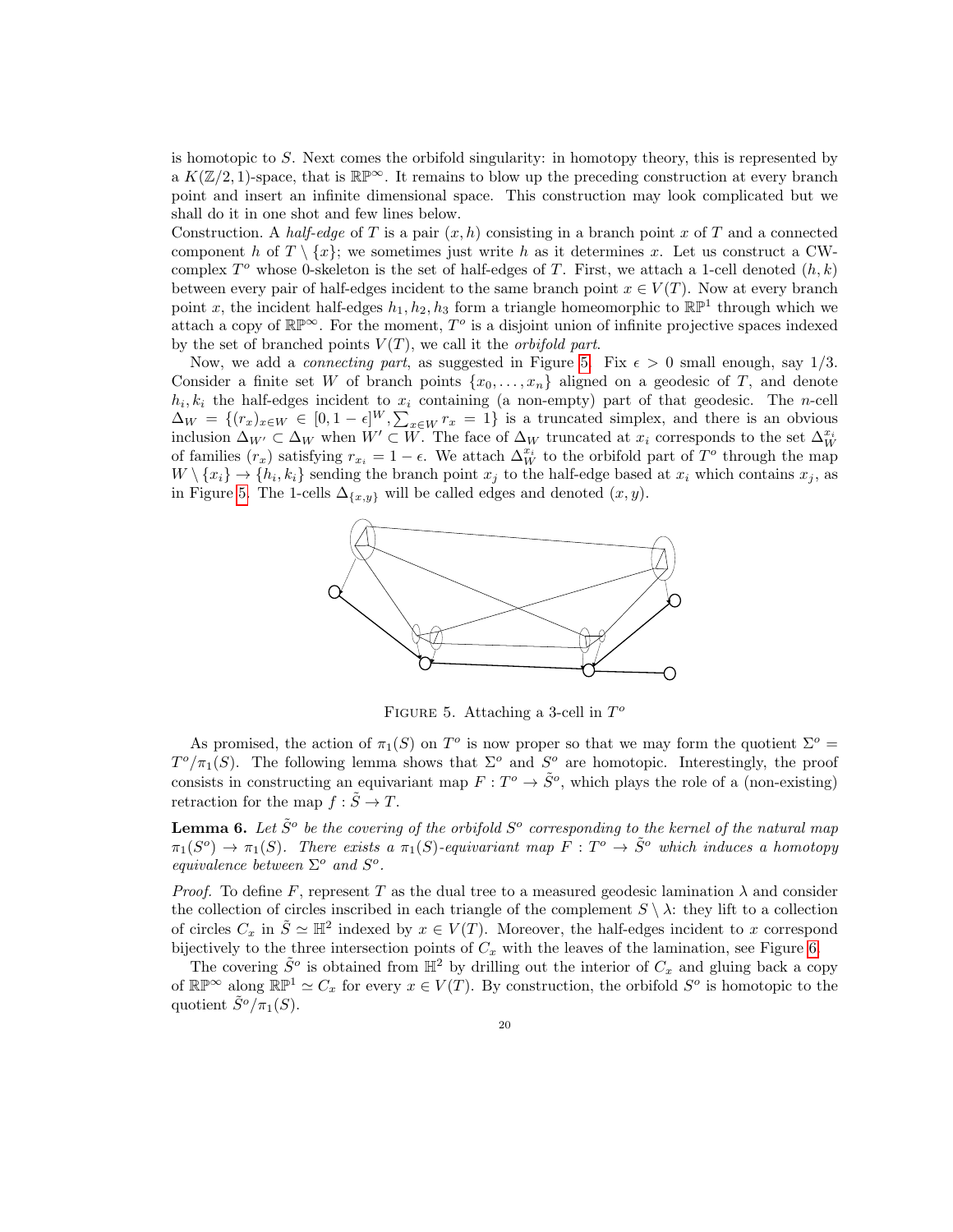is homotopic to $S$. Next comes the orbifold singularity: in homotopy theory, this is represented by a $K(\mathbb{Z}/2,1)$-space, that is $\mathbb{RP}^\infty$. It remains to blow up the preceding construction at every branch point and insert an infinite dimensional space. This construction may look complicated but we shall do it in one shot and few lines below.

Construction. A *half-edge* of $T$ is a pair $(x,h)$ consisting in a branch point $x$ of $T$ and a connected component $h$ of $T \setminus \{x\}$; we sometimes just write $h$ as it determines $x$. Let us construct a CW-complex $T^o$ whose 0-skeleton is the set of half-edges of $T$. First, we attach a 1-cell denoted $(h,k)$ between every pair of half-edges incident to the same branch point $x \in V(T)$. Now at every branch point $x$, the incident half-edges $h_1, h_2, h_3$ form a triangle homeomorphic to $\mathbb{RP}^1$ through which we attach a copy of $\mathbb{RP}^\infty$. For the moment, $T^o$ is a disjoint union of infinite projective spaces indexed by the set of branched points $V(T)$, we call it the *orbifold part*.

Now, we add a *connecting part*, as suggested in Figure 5. Fix $\epsilon > 0$ small enough, say $1/3$. Consider a finite set $W$ of branch points $\{x_0, \ldots, x_n\}$ aligned on a geodesic of $T$, and denote $h_i, k_i$ the half-edges incident to $x_i$ containing (a non-empty) part of that geodesic. The $n$-cell $\Delta_W = \{(r_x)_{x\in W} \in [0, 1-\epsilon]^W, \sum_{x\in W} r_x = 1\}$ is a truncated simplex, and there is an obvious inclusion $\Delta_{W'} \subset \Delta_W$ when $W' \subset W$. The face of $\Delta_W$ truncated at $x_i$ corresponds to the set $\Delta_W^{x_i}$ of families $(r_x)$ satisfying $r_{x_i} = 1-\epsilon$. We attach $\Delta_W^{x_i}$ to the orbifold part of $T^o$ through the map $W \setminus \{x_i\} \to \{h_i, k_i\}$ sending the branch point $x_j$ to the half-edge based at $x_i$ which contains $x_j$, as in Figure 5. The 1-cells $\Delta_{\{x,y\}}$ will be called edges and denoted $(x,y)$.

FIGURE 5. Attaching a 3-cell in $T^o$

As promised, the action of $\pi_1(S)$ on $T^o$ is now proper so that we may form the quotient $\Sigma^o = T^o/\pi_1(S)$. The following lemma shows that $\Sigma^o$ and $S^o$ are homotopic. Interestingly, the proof consists in constructing an equivariant map $F: T^o \to \tilde{S}^o$, which plays the role of a (non-existing) retraction for the map $f: \tilde{S} \to T$.

**Lemma 6.** *Let $\tilde{S}^o$ be the covering of the orbifold $S^o$ corresponding to the kernel of the natural map $\pi_1(S^o) \to \pi_1(S)$. There exists a $\pi_1(S)$-equivariant map $F: T^o \to \tilde{S}^o$ which induces a homotopy equivalence between $\Sigma^o$ and $S^o$.*

*Proof.* To define $F$, represent $T$ as the dual tree to a measured geodesic lamination $\lambda$ and consider the collection of circles inscribed in each triangle of the complement $S \setminus \lambda$: they lift to a collection of circles $C_x$ in $\tilde{S} \simeq \mathbb{H}^2$ indexed by $x \in V(T)$. Moreover, the half-edges incident to $x$ correspond bijectively to the three intersection points of $C_x$ with the leaves of the lamination, see Figure 6.

The covering $\tilde{S}^o$ is obtained from $\mathbb{H}^2$ by drilling out the interior of $C_x$ and gluing back a copy of $\mathbb{RP}^\infty$ along $\mathbb{RP}^1 \simeq C_x$ for every $x \in V(T)$. By construction, the orbifold $S^o$ is homotopic to the quotient $\tilde{S}^o/\pi_1(S)$.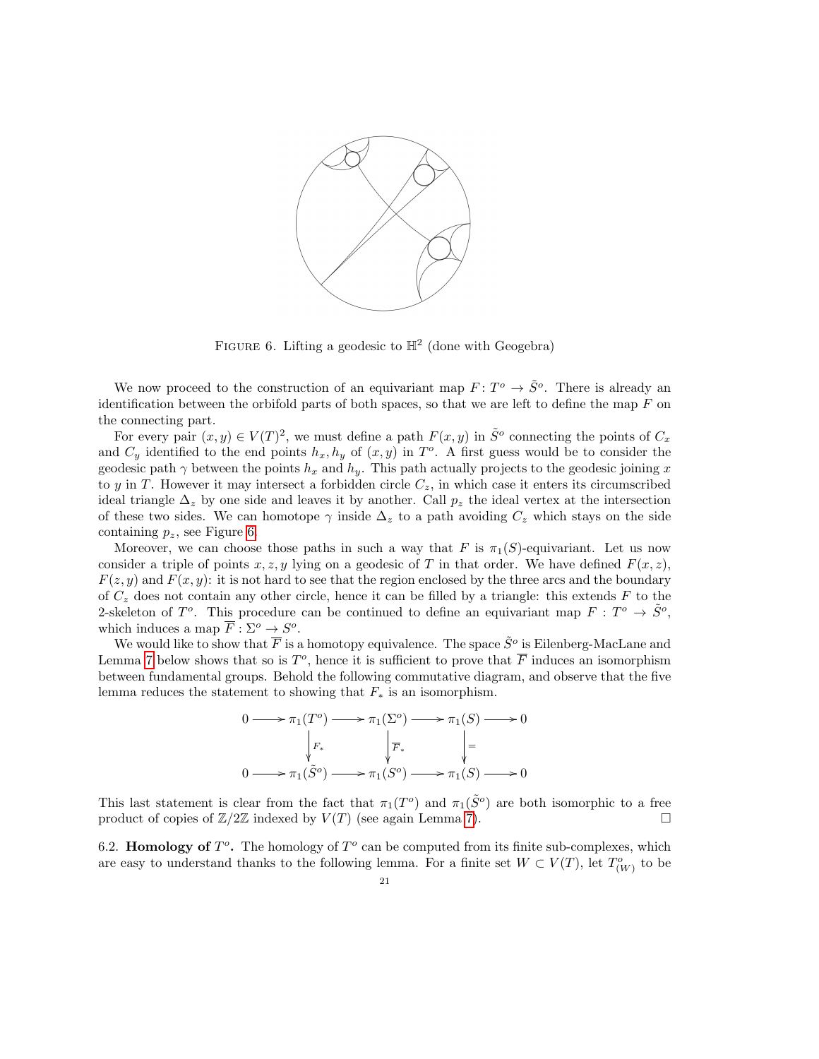FIGURE 6. Lifting a geodesic to $\mathbb{H}^2$ (done with Geogebra)

We now proceed to the construction of an equivariant map $F\colon T^o \to \tilde{S}^o$. There is already an identification between the orbifold parts of both spaces, so that we are left to define the map $F$ on the connecting part.

For every pair $(x,y) \in V(T)^2$, we must define a path $F(x,y)$ in $\tilde{S}^o$ connecting the points of $C_x$ and $C_y$ identified to the end points $h_x, h_y$ of $(x,y)$ in $T^o$. A first guess would be to consider the geodesic path $\gamma$ between the points $h_x$ and $h_y$. This path actually projects to the geodesic joining $x$ to $y$ in $T$. However it may intersect a forbidden circle $C_z$, in which case it enters its circumscribed ideal triangle $\Delta_z$ by one side and leaves it by another. Call $p_z$ the ideal vertex at the intersection of these two sides. We can homotope $\gamma$ inside $\Delta_z$ to a path avoiding $C_z$ which stays on the side containing $p_z$, see Figure 6.

Moreover, we can choose those paths in such a way that $F$ is $\pi_1(S)$-equivariant. Let us now consider a triple of points $x, z, y$ lying on a geodesic of $T$ in that order. We have defined $F(x,z)$, $F(z,y)$ and $F(x,y)$: it is not hard to see that the region enclosed by the three arcs and the boundary of $C_z$ does not contain any other circle, hence it can be filled by a triangle: this extends $F$ to the 2-skeleton of $T^o$. This procedure can be continued to define an equivariant map $F : T^o \to \tilde{S}^o$, which induces a map $\overline{F} : \Sigma^o \to S^o$.

We would like to show that $\overline{F}$ is a homotopy equivalence. The space $\tilde{S}^o$ is Eilenberg-MacLane and Lemma 7 below shows that so is $T^o$, hence it is sufficient to prove that $\overline{F}$ induces an isomorphism between fundamental groups. Behold the following commutative diagram, and observe that the five lemma reduces the statement to showing that $F_*$ is an isomorphism.

$$\begin{array}{ccccccccc}
0 & \longrightarrow & \pi_1(T^o) & \longrightarrow & \pi_1(\Sigma^o) & \longrightarrow & \pi_1(S) & \longrightarrow & 0 \\
 & & \downarrow F_* & & \downarrow \overline{F}_* & & \downarrow = & & \\
0 & \longrightarrow & \pi_1(\tilde{S}^o) & \longrightarrow & \pi_1(S^o) & \longrightarrow & \pi_1(S) & \longrightarrow & 0
\end{array}$$

This last statement is clear from the fact that $\pi_1(T^o)$ and $\pi_1(\tilde{S}^o)$ are both isomorphic to a free product of copies of $\mathbb{Z}/2\mathbb{Z}$ indexed by $V(T)$ (see again Lemma 7). $\square$

6.2. **Homology of $T^o$.** The homology of $T^o$ can be computed from its finite sub-complexes, which are easy to understand thanks to the following lemma. For a finite set $W \subset V(T)$, let $T^o_{(W)}$ to be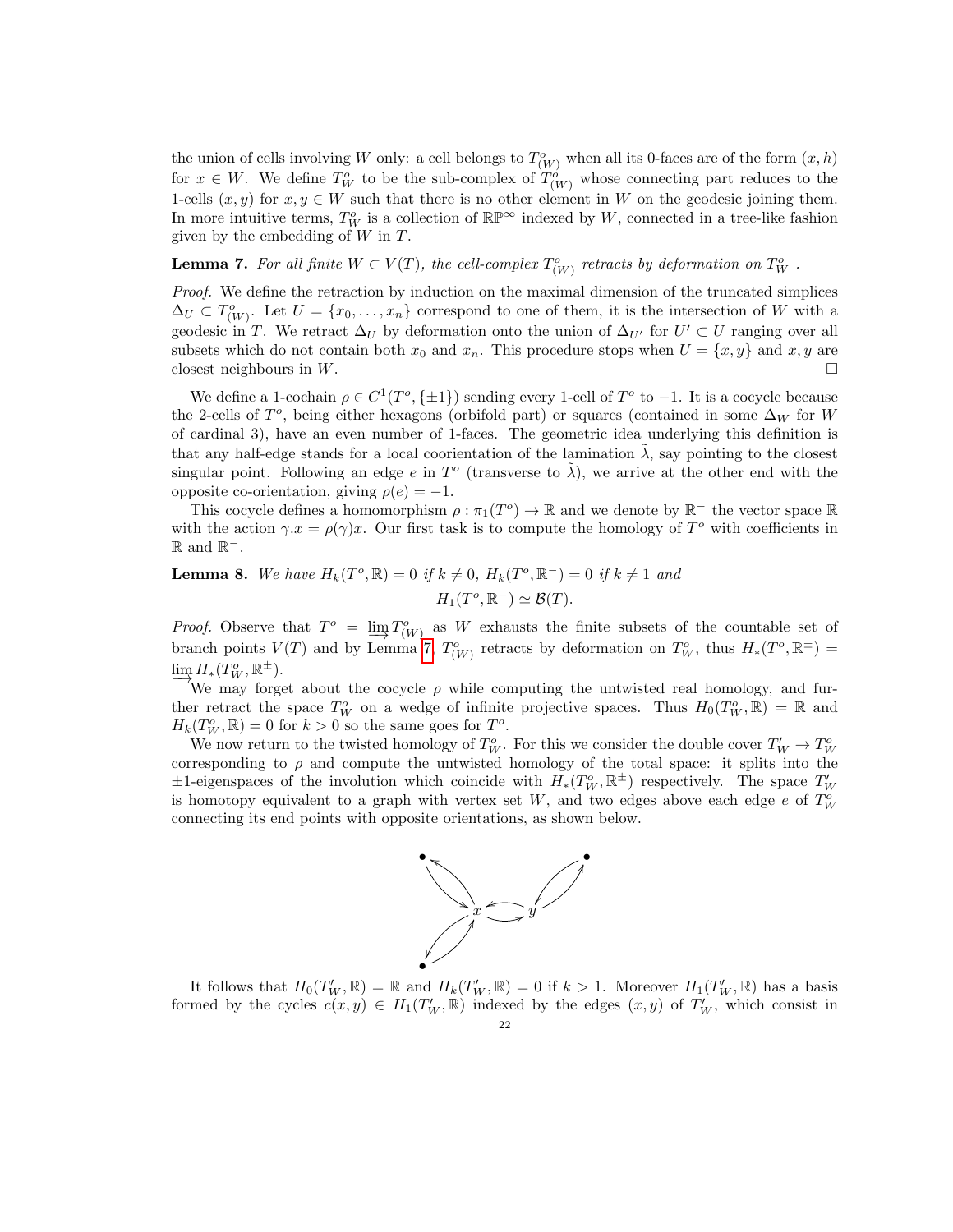the union of cells involving $W$ only: a cell belongs to $T^o_{(W)}$ when all its 0-faces are of the form $(x,h)$ for $x \in W$. We define $T^o_W$ to be the sub-complex of $T^o_{(W)}$ whose connecting part reduces to the 1-cells $(x,y)$ for $x,y \in W$ such that there is no other element in $W$ on the geodesic joining them. In more intuitive terms, $T^o_W$ is a collection of $\mathbb{RP}^\infty$ indexed by $W$, connected in a tree-like fashion given by the embedding of $W$ in $T$.

**Lemma 7.** *For all finite $W \subset V(T)$, the cell-complex $T^o_{(W)}$ retracts by deformation on $T^o_W$ .*

*Proof.* We define the retraction by induction on the maximal dimension of the truncated simplices $\Delta_U \subset T^o_{(W)}$. Let $U = \{x_0, \ldots, x_n\}$ correspond to one of them, it is the intersection of $W$ with a geodesic in $T$. We retract $\Delta_U$ by deformation onto the union of $\Delta_{U'}$ for $U' \subset U$ ranging over all subsets which do not contain both $x_0$ and $x_n$. This procedure stops when $U = \{x, y\}$ and $x, y$ are closest neighbours in $W$. □

We define a 1-cochain $\rho \in C^1(T^o, \{\pm 1\})$ sending every 1-cell of $T^o$ to $-1$. It is a cocycle because the 2-cells of $T^o$, being either hexagons (orbifold part) or squares (contained in some $\Delta_W$ for $W$ of cardinal 3), have an even number of 1-faces. The geometric idea underlying this definition is that any half-edge stands for a local coorientation of the lamination $\tilde{\lambda}$, say pointing to the closest singular point. Following an edge $e$ in $T^o$ (transverse to $\tilde{\lambda}$), we arrive at the other end with the opposite co-orientation, giving $\rho(e) = -1$.

This cocycle defines a homomorphism $\rho : \pi_1(T^o) \to \mathbb{R}$ and we denote by $\mathbb{R}^-$ the vector space $\mathbb{R}$ with the action $\gamma.x = \rho(\gamma)x$. Our first task is to compute the homology of $T^o$ with coefficients in $\mathbb{R}$ and $\mathbb{R}^-$.

**Lemma 8.** *We have $H_k(T^o, \mathbb{R}) = 0$ if $k \neq 0$, $H_k(T^o, \mathbb{R}^-) = 0$ if $k \neq 1$ and*

$$H_1(T^o, \mathbb{R}^-) \simeq \mathcal{B}(T).$$

*Proof.* Observe that $T^o = \varinjlim T^o_{(W)}$ as $W$ exhausts the finite subsets of the countable set of branch points $V(T)$ and by Lemma 7, $T^o_{(W)}$ retracts by deformation on $T^o_W$, thus $H_*(T^o, \mathbb{R}^\pm) = \varinjlim H_*(T^o_W, \mathbb{R}^\pm)$.

We may forget about the cocycle $\rho$ while computing the untwisted real homology, and further retract the space $T^o_W$ on a wedge of infinite projective spaces. Thus $H_0(T^o_W, \mathbb{R}) = \mathbb{R}$ and $H_k(T^o_W, \mathbb{R}) = 0$ for $k > 0$ so the same goes for $T^o$.

We now return to the twisted homology of $T^o_W$. For this we consider the double cover $T'_W \to T^o_W$ corresponding to $\rho$ and compute the untwisted homology of the total space: it splits into the $\pm 1$-eigenspaces of the involution which coincide with $H_*(T^o_W, \mathbb{R}^\pm)$ respectively. The space $T'_W$ is homotopy equivalent to a graph with vertex set $W$, and two edges above each edge $e$ of $T^o_W$ connecting its end points with opposite orientations, as shown below.

It follows that $H_0(T'_W, \mathbb{R}) = \mathbb{R}$ and $H_k(T'_W, \mathbb{R}) = 0$ if $k > 1$. Moreover $H_1(T'_W, \mathbb{R})$ has a basis formed by the cycles $c(x, y) \in H_1(T'_W, \mathbb{R})$ indexed by the edges $(x, y)$ of $T'_W$, which consist in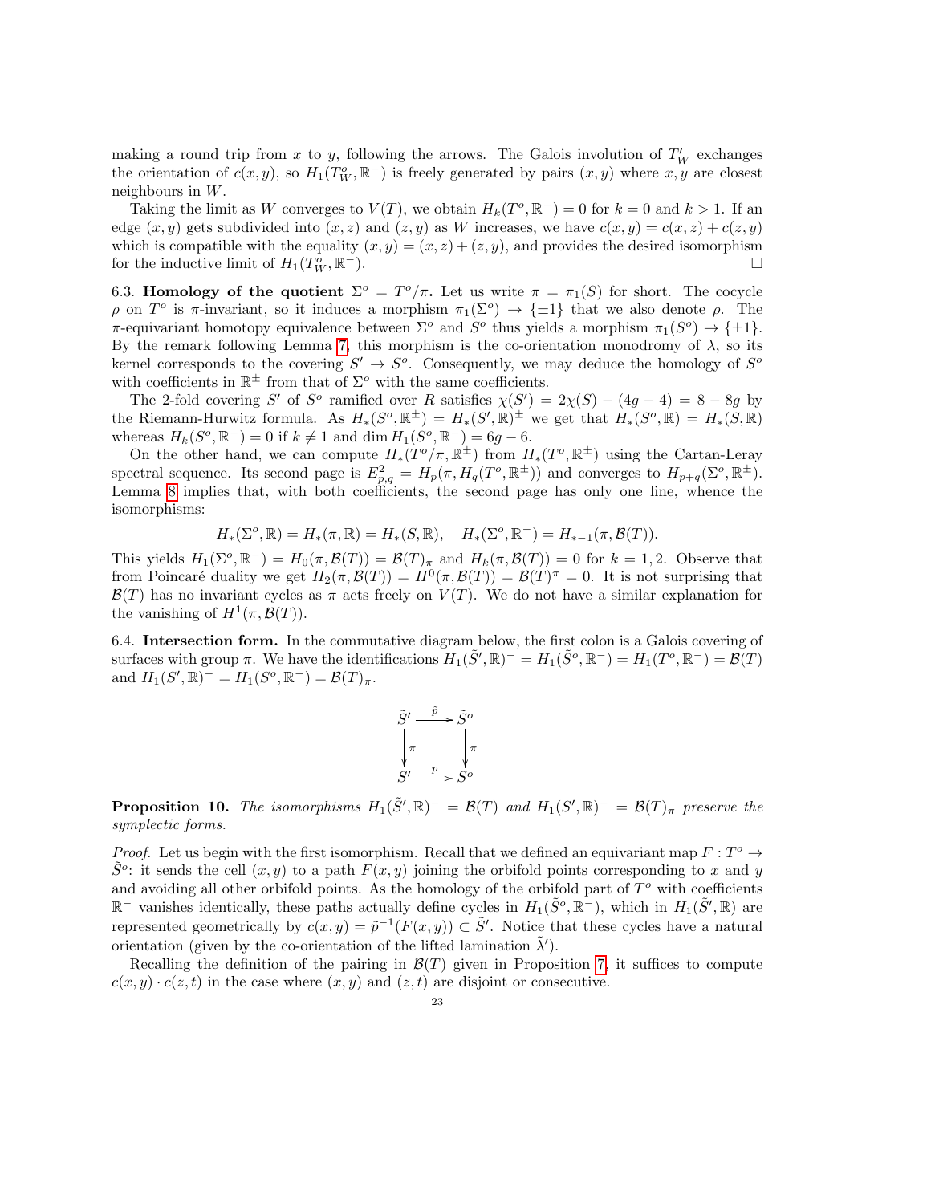making a round trip from $x$ to $y$, following the arrows. The Galois involution of $T'_W$ exchanges the orientation of $c(x,y)$, so $H_1(T^o_W, \mathbb{R}^-)$ is freely generated by pairs $(x,y)$ where $x,y$ are closest neighbours in $W$.

Taking the limit as $W$ converges to $V(T)$, we obtain $H_k(T^o, \mathbb{R}^-) = 0$ for $k=0$ and $k>1$. If an edge $(x,y)$ gets subdivided into $(x,z)$ and $(z,y)$ as $W$ increases, we have $c(x,y) = c(x,z) + c(z,y)$ which is compatible with the equality $(x,y) = (x,z) + (z,y)$, and provides the desired isomorphism for the inductive limit of $H_1(T^o_W, \mathbb{R}^-)$. □

6.3. **Homology of the quotient $\Sigma^o = T^o/\pi$.** Let us write $\pi = \pi_1(S)$ for short. The cocycle $\rho$ on $T^o$ is $\pi$-invariant, so it induces a morphism $\pi_1(\Sigma^o) \to \{\pm 1\}$ that we also denote $\rho$. The $\pi$-equivariant homotopy equivalence between $\Sigma^o$ and $S^o$ thus yields a morphism $\pi_1(S^o) \to \{\pm 1\}$. By the remark following Lemma 7, this morphism is the co-orientation monodromy of $\lambda$, so its kernel corresponds to the covering $S' \to S^o$. Consequently, we may deduce the homology of $S^o$ with coefficients in $\mathbb{R}^\pm$ from that of $\Sigma^o$ with the same coefficients.

The 2-fold covering $S'$ of $S^o$ ramified over $R$ satisfies $\chi(S') = 2\chi(S) - (4g-4) = 8 - 8g$ by the Riemann-Hurwitz formula. As $H_*(S^o, \mathbb{R}^\pm) = H_*(S', \mathbb{R})^\pm$ we get that $H_*(S^o, \mathbb{R}) = H_*(S, \mathbb{R})$ whereas $H_k(S^o, \mathbb{R}^-) = 0$ if $k \neq 1$ and $\dim H_1(S^o, \mathbb{R}^-) = 6g - 6$.

On the other hand, we can compute $H_*(T^o/\pi, \mathbb{R}^\pm)$ from $H_*(T^o, \mathbb{R}^\pm)$ using the Cartan-Leray spectral sequence. Its second page is $E^2_{p,q} = H_p(\pi, H_q(T^o, \mathbb{R}^\pm))$ and converges to $H_{p+q}(\Sigma^o, \mathbb{R}^\pm)$. Lemma 8 implies that, with both coefficients, the second page has only one line, whence the isomorphisms:

$$H_*(\Sigma^o, \mathbb{R}) = H_*(\pi, \mathbb{R}) = H_*(S, \mathbb{R}), \quad H_*(\Sigma^o, \mathbb{R}^-) = H_{*-1}(\pi, \mathcal{B}(T)).$$

This yields $H_1(\Sigma^o, \mathbb{R}^-) = H_0(\pi, \mathcal{B}(T)) = \mathcal{B}(T)_\pi$ and $H_k(\pi, \mathcal{B}(T)) = 0$ for $k = 1, 2$. Observe that from Poincaré duality we get $H_2(\pi, \mathcal{B}(T)) = H^0(\pi, \mathcal{B}(T)) = \mathcal{B}(T)^\pi = 0$. It is not surprising that $\mathcal{B}(T)$ has no invariant cycles as $\pi$ acts freely on $V(T)$. We do not have a similar explanation for the vanishing of $H^1(\pi, \mathcal{B}(T))$.

6.4. **Intersection form.** In the commutative diagram below, the first colon is a Galois covering of surfaces with group $\pi$. We have the identifications $H_1(\tilde{S}', \mathbb{R})^- = H_1(\tilde{S}^o, \mathbb{R}^-) = H_1(T^o, \mathbb{R}^-) = \mathcal{B}(T)$ and $H_1(S', \mathbb{R})^- = H_1(S^o, \mathbb{R}^-) = \mathcal{B}(T)_\pi$.

$$\begin{array}{ccc} \tilde{S}' & \xrightarrow{\tilde{p}} & \tilde{S}^o \\ \downarrow{\scriptstyle \pi} & & \downarrow{\scriptstyle \pi} \\ S' & \xrightarrow{p} & S^o \end{array}$$

**Proposition 10.** *The isomorphisms $H_1(\tilde{S}', \mathbb{R})^- = \mathcal{B}(T)$ and $H_1(S', \mathbb{R})^- = \mathcal{B}(T)_\pi$ preserve the symplectic forms.*

*Proof.* Let us begin with the first isomorphism. Recall that we defined an equivariant map $F : T^o \to \tilde{S}^o$: it sends the cell $(x,y)$ to a path $F(x,y)$ joining the orbifold points corresponding to $x$ and $y$ and avoiding all other orbifold points. As the homology of the orbifold part of $T^o$ with coefficients $\mathbb{R}^-$ vanishes identically, these paths actually define cycles in $H_1(\tilde{S}^o, \mathbb{R}^-)$, which in $H_1(\tilde{S}', \mathbb{R})$ are represented geometrically by $c(x,y) = \tilde{p}^{-1}(F(x,y)) \subset \tilde{S}'$. Notice that these cycles have a natural orientation (given by the co-orientation of the lifted lamination $\tilde{\lambda}'$).

Recalling the definition of the pairing in $\mathcal{B}(T)$ given in Proposition 7, it suffices to compute $c(x,y) \cdot c(z,t)$ in the case where $(x,y)$ and $(z,t)$ are disjoint or consecutive.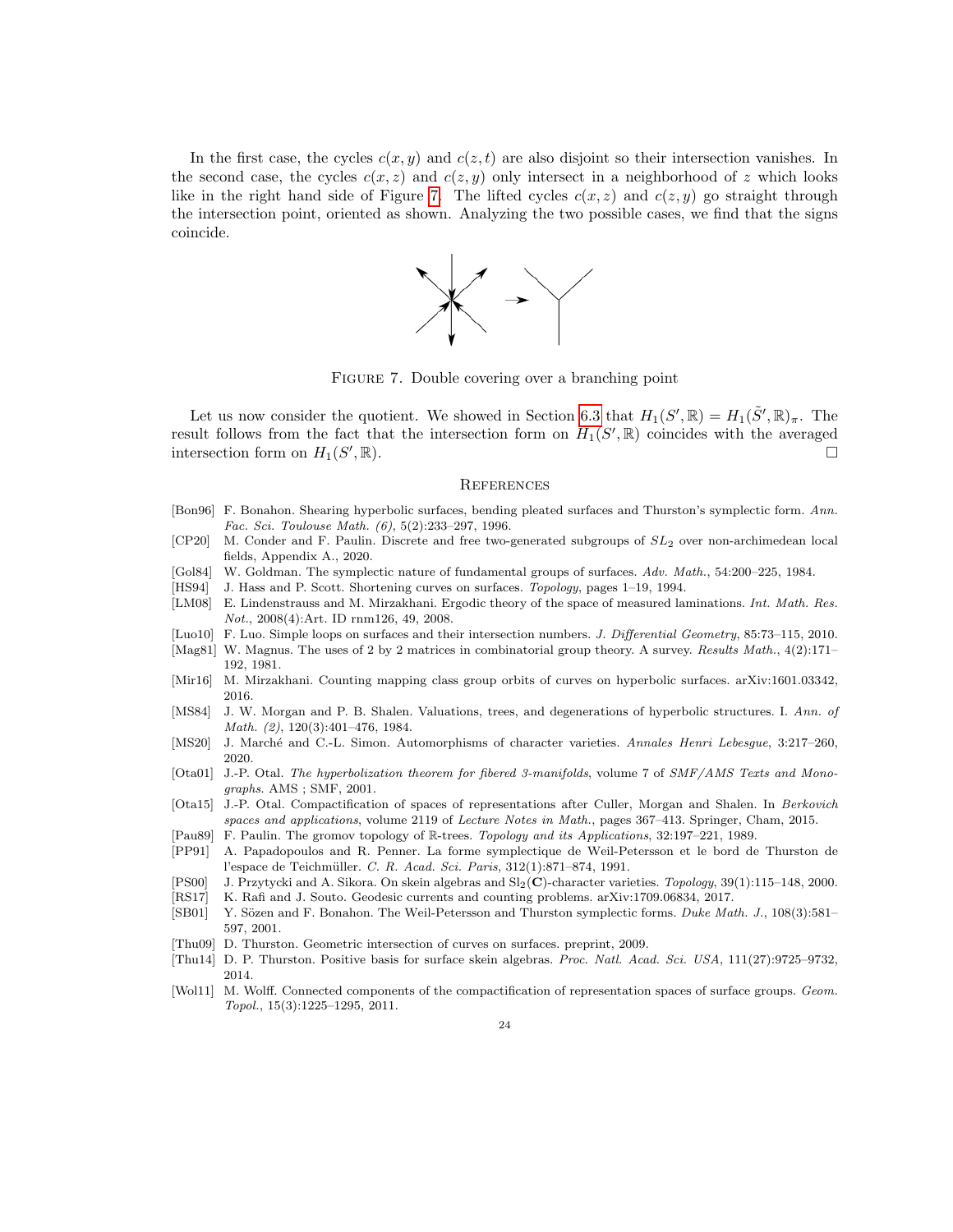In the first case, the cycles $c(x, y)$ and $c(z, t)$ are also disjoint so their intersection vanishes. In the second case, the cycles $c(x, z)$ and $c(z, y)$ only intersect in a neighborhood of $z$ which looks like in the right hand side of Figure 7. The lifted cycles $c(x, z)$ and $c(z, y)$ go straight through the intersection point, oriented as shown. Analyzing the two possible cases, we find that the signs coincide.

FIGURE 7. Double covering over a branching point

Let us now consider the quotient. We showed in Section 6.3 that $H_1(S', \mathbb{R}) = H_1(\tilde{S}', \mathbb{R})_\pi$. The result follows from the fact that the intersection form on $H_1(S', \mathbb{R})$ coincides with the averaged intersection form on $H_1(S', \mathbb{R})$. □

## References

- [Bon96] F. Bonahon. Shearing hyperbolic surfaces, bending pleated surfaces and Thurston's symplectic form. *Ann. Fac. Sci. Toulouse Math. (6)*, 5(2):233–297, 1996.
- [CP20] M. Conder and F. Paulin. Discrete and free two-generated subgroups of $SL_2$ over non-archimedean local fields, Appendix A., 2020.
- [Gol84] W. Goldman. The symplectic nature of fundamental groups of surfaces. *Adv. Math.*, 54:200–225, 1984.
- [HS94] J. Hass and P. Scott. Shortening curves on surfaces. *Topology*, pages 1–19, 1994.
- [LM08] E. Lindenstrauss and M. Mirzakhani. Ergodic theory of the space of measured laminations. *Int. Math. Res. Not.*, 2008(4):Art. ID rnm126, 49, 2008.
- [Luo10] F. Luo. Simple loops on surfaces and their intersection numbers. *J. Differential Geometry*, 85:73–115, 2010.
- [Mag81] W. Magnus. The uses of 2 by 2 matrices in combinatorial group theory. A survey. *Results Math.*, 4(2):171–192, 1981.
- [Mir16] M. Mirzakhani. Counting mapping class group orbits of curves on hyperbolic surfaces. arXiv:1601.03342, 2016.
- [MS84] J. W. Morgan and P. B. Shalen. Valuations, trees, and degenerations of hyperbolic structures. I. *Ann. of Math. (2)*, 120(3):401–476, 1984.
- [MS20] J. Marché and C.-L. Simon. Automorphisms of character varieties. *Annales Henri Lebesgue*, 3:217–260, 2020.
- [Ota01] J.-P. Otal. *The hyperbolization theorem for fibered 3-manifolds*, volume 7 of *SMF/AMS Texts and Monographs*. AMS ; SMF, 2001.
- [Ota15] J.-P. Otal. Compactification of spaces of representations after Culler, Morgan and Shalen. In *Berkovich spaces and applications*, volume 2119 of *Lecture Notes in Math.*, pages 367–413. Springer, Cham, 2015.
- [Pau89] F. Paulin. The gromov topology of $\mathbb{R}$-trees. *Topology and its Applications*, 32:197–221, 1989.
- [PP91] A. Papadopoulos and R. Penner. La forme symplectique de Weil-Petersson et le bord de Thurston de l'espace de Teichmüller. *C. R. Acad. Sci. Paris*, 312(1):871–874, 1991.
- [PS00] J. Przytycki and A. Sikora. On skein algebras and $\mathrm{Sl}_2(\mathbf{C})$-character varieties. *Topology*, 39(1):115–148, 2000.
- [RS17] K. Rafi and J. Souto. Geodesic currents and counting problems. arXiv:1709.06834, 2017.
- [SB01] Y. Sözen and F. Bonahon. The Weil-Petersson and Thurston symplectic forms. *Duke Math. J.*, 108(3):581–597, 2001.
- [Thu09] D. Thurston. Geometric intersection of curves on surfaces. preprint, 2009.
- [Thu14] D. P. Thurston. Positive basis for surface skein algebras. *Proc. Natl. Acad. Sci. USA*, 111(27):9725–9732, 2014.
- [Wol11] M. Wolff. Connected components of the compactification of representation spaces of surface groups. *Geom. Topol.*, 15(3):1225–1295, 2011.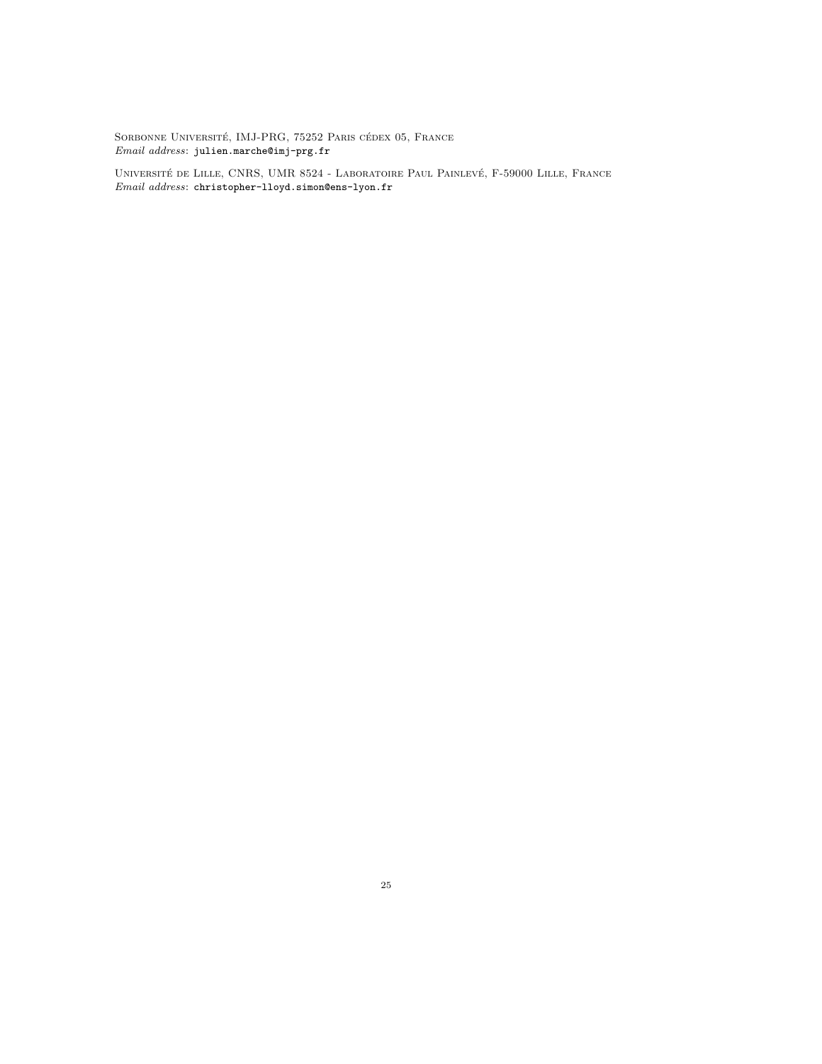Sorbonne Université, IMJ-PRG, 75252 Paris cédex 05, France
*Email address*: julien.marche@imj-prg.fr

Université de Lille, CNRS, UMR 8524 - Laboratoire Paul Painlevé, F-59000 Lille, France
*Email address*: christopher-lloyd.simon@ens-lyon.fr